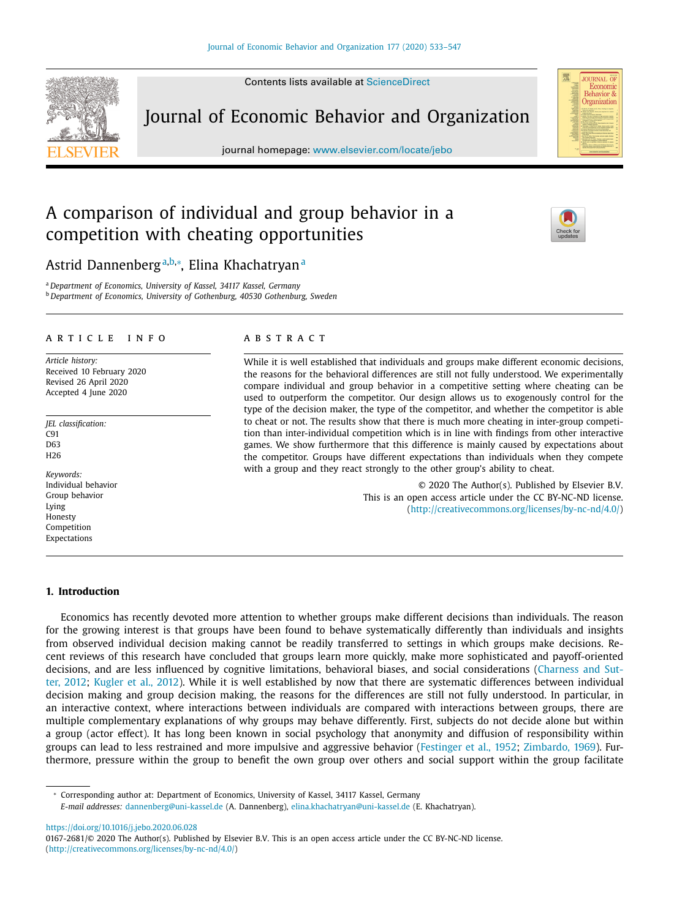# A comparison of individual and group behavior in a competition with cheating opportunities

Astrid Dannenberg[a,b,*], Elina Khachatryan[a]

[a] Department of Economics, University of Kassel, 34117 Kassel, Germany
[b] Department of Economics, University of Gothenburg, 40530 Gothenburg, Sweden

## ARTICLE INFO

*Article history:*
Received 10 February 2020
Revised 26 April 2020
Accepted 4 June 2020

*JEL classification:*
C91
D63
H26

*Keywords:*
Individual behavior
Group behavior
Lying
Honesty
Competition
Expectations

## ABSTRACT

While it is well established that individuals and groups make different economic decisions, the reasons for the behavioral differences are still not fully understood. We experimentally compare individual and group behavior in a competitive setting where cheating can be used to outperform the competitor. Our design allows us to exogenously control for the type of the decision maker, the type of the competitor, and whether the competitor is able to cheat or not. The results show that there is much more cheating in inter-group competition than inter-individual competition which is in line with findings from other interactive games. We show furthermore that this difference is mainly caused by expectations about the competitor. Groups have different expectations than individuals when they compete with a group and they react strongly to the other group's ability to cheat.

© 2020 The Author(s). Published by Elsevier B.V.
This is an open access article under the CC BY-NC-ND license. (http://creativecommons.org/licenses/by-nc-nd/4.0/)

## 1. Introduction

Economics has recently devoted more attention to whether groups make different decisions than individuals. The reason for the growing interest is that groups have been found to behave systematically differently than individuals and insights from observed individual decision making cannot be readily transferred to settings in which groups make decisions. Recent reviews of this research have concluded that groups learn more quickly, make more sophisticated and payoff-oriented decisions, and are less influenced by cognitive limitations, behavioral biases, and social considerations (Charness and Sutter, 2012; Kugler et al., 2012). While it is well established by now that there are systematic differences between individual decision making and group decision making, the reasons for the differences are still not fully understood. In particular, in an interactive context, where interactions between individuals are compared with interactions between groups, there are multiple complementary explanations of why groups may behave differently. First, subjects do not decide alone but within a group (actor effect). It has long been known in social psychology that anonymity and diffusion of responsibility within groups can lead to less restrained and more impulsive and aggressive behavior (Festinger et al., 1952; Zimbardo, 1969). Furthermore, pressure within the group to benefit the own group over others and social support within the group facilitate

---

* Corresponding author at: Department of Economics, University of Kassel, 34117 Kassel, Germany
*E-mail addresses:* dannenberg@uni-kassel.de (A. Dannenberg), elina.khachatryan@uni-kassel.de (E. Khachatryan).

https://doi.org/10.1016/j.jebo.2020.06.028
0167-2681/© 2020 The Author(s). Published by Elsevier B.V. This is an open access article under the CC BY-NC-ND license. (http://creativecommons.org/licenses/by-nc-nd/4.0/)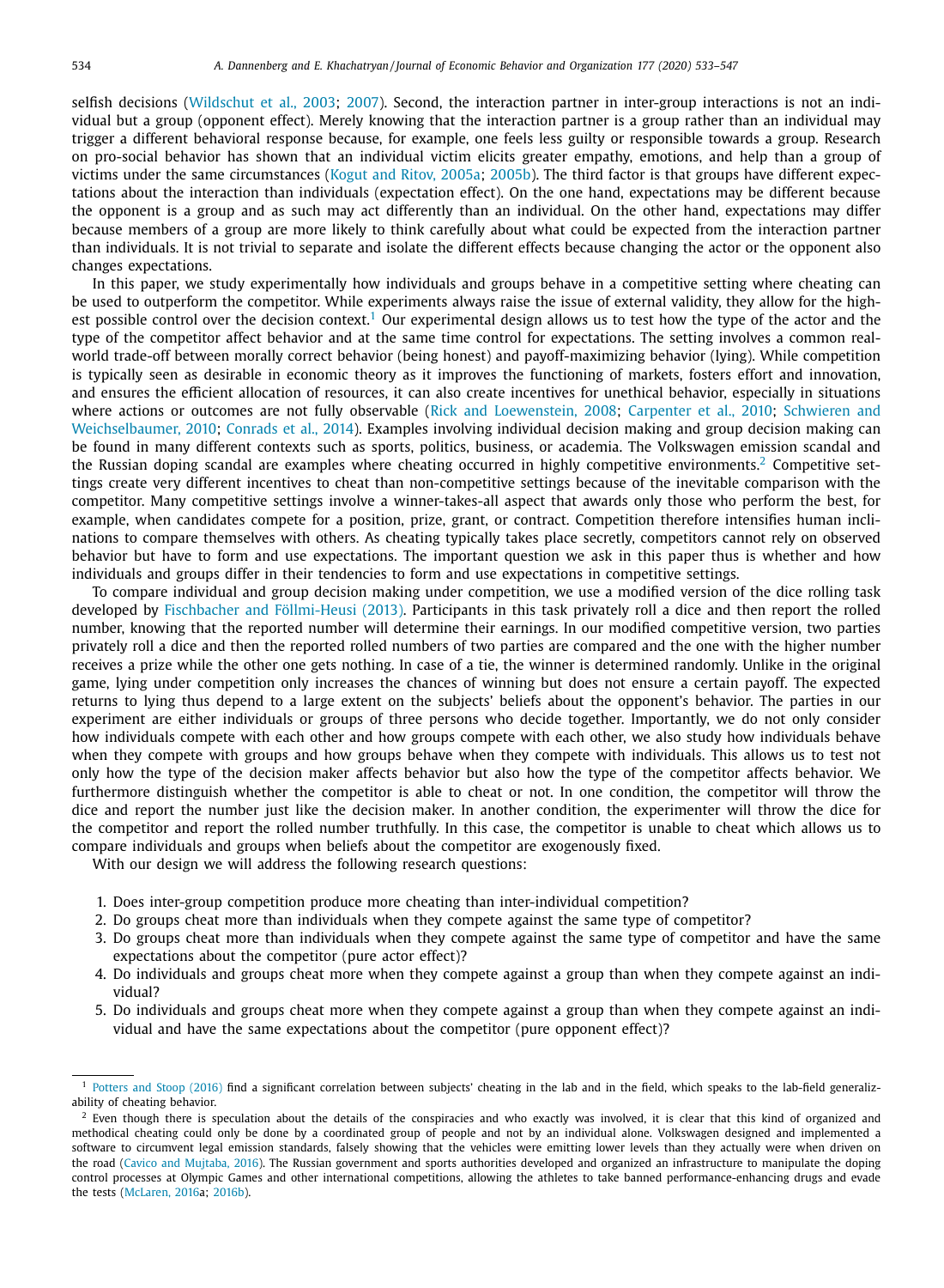selfish decisions (Wildschut et al., 2003; 2007). Second, the interaction partner in inter-group interactions is not an individual but a group (opponent effect). Merely knowing that the interaction partner is a group rather than an individual may trigger a different behavioral response because, for example, one feels less guilty or responsible towards a group. Research on pro-social behavior has shown that an individual victim elicits greater empathy, emotions, and help than a group of victims under the same circumstances (Kogut and Ritov, 2005a; 2005b). The third factor is that groups have different expectations about the interaction than individuals (expectation effect). On the one hand, expectations may be different because the opponent is a group and as such may act differently than an individual. On the other hand, expectations may differ because members of a group are more likely to think carefully about what could be expected from the interaction partner than individuals. It is not trivial to separate and isolate the different effects because changing the actor or the opponent also changes expectations.

In this paper, we study experimentally how individuals and groups behave in a competitive setting where cheating can be used to outperform the competitor. While experiments always raise the issue of external validity, they allow for the highest possible control over the decision context.[1] Our experimental design allows us to test how the type of the actor and the type of the competitor affect behavior and at the same time control for expectations. The setting involves a common real-world trade-off between morally correct behavior (being honest) and payoff-maximizing behavior (lying). While competition is typically seen as desirable in economic theory as it improves the functioning of markets, fosters effort and innovation, and ensures the efficient allocation of resources, it can also create incentives for unethical behavior, especially in situations where actions or outcomes are not fully observable (Rick and Loewenstein, 2008; Carpenter et al., 2010; Schwieren and Weichselbaumer, 2010; Conrads et al., 2014). Examples involving individual decision making and group decision making can be found in many different contexts such as sports, politics, business, or academia. The Volkswagen emission scandal and the Russian doping scandal are examples where cheating occurred in highly competitive environments.[2] Competitive settings create very different incentives to cheat than non-competitive settings because of the inevitable comparison with the competitor. Many competitive settings involve a winner-takes-all aspect that awards only those who perform the best, for example, when candidates compete for a position, prize, grant, or contract. Competition therefore intensifies human inclinations to compare themselves with others. As cheating typically takes place secretly, competitors cannot rely on observed behavior but have to form and use expectations. The important question we ask in this paper thus is whether and how individuals and groups differ in their tendencies to form and use expectations in competitive settings.

To compare individual and group decision making under competition, we use a modified version of the dice rolling task developed by Fischbacher and Föllmi-Heusi (2013). Participants in this task privately roll a dice and then report the rolled number, knowing that the reported number will determine their earnings. In our modified competitive version, two parties privately roll a dice and then the reported rolled numbers of two parties are compared and the one with the higher number receives a prize while the other one gets nothing. In case of a tie, the winner is determined randomly. Unlike in the original game, lying under competition only increases the chances of winning but does not ensure a certain payoff. The expected returns to lying thus depend to a large extent on the subjects' beliefs about the opponent's behavior. The parties in our experiment are either individuals or groups of three persons who decide together. Importantly, we do not only consider how individuals compete with each other and how groups compete with each other, we also study how individuals behave when they compete with groups and how groups behave when they compete with individuals. This allows us to test not only how the type of the decision maker affects behavior but also how the type of the competitor affects behavior. We furthermore distinguish whether the competitor is able to cheat or not. In one condition, the competitor will throw the dice and report the number just like the decision maker. In another condition, the experimenter will throw the dice for the competitor and report the rolled number truthfully. In this case, the competitor is unable to cheat which allows us to compare individuals and groups when beliefs about the competitor are exogenously fixed.

With our design we will address the following research questions:

1. Does inter-group competition produce more cheating than inter-individual competition?
2. Do groups cheat more than individuals when they compete against the same type of competitor?
3. Do groups cheat more than individuals when they compete against the same type of competitor and have the same expectations about the competitor (pure actor effect)?
4. Do individuals and groups cheat more when they compete against a group than when they compete against an individual?
5. Do individuals and groups cheat more when they compete against a group than when they compete against an individual and have the same expectations about the competitor (pure opponent effect)?

[1] Potters and Stoop (2016) find a significant correlation between subjects' cheating in the lab and in the field, which speaks to the lab-field generalizability of cheating behavior.

[2] Even though there is speculation about the details of the conspiracies and who exactly was involved, it is clear that this kind of organized and methodical cheating could only be done by a coordinated group of people and not by an individual alone. Volkswagen designed and implemented a software to circumvent legal emission standards, falsely showing that the vehicles were emitting lower levels than they actually were when driven on the road (Cavico and Mujtaba, 2016). The Russian government and sports authorities developed and organized an infrastructure to manipulate the doping control processes at Olympic Games and other international competitions, allowing the athletes to take banned performance-enhancing drugs and evade the tests (McLaren, 2016a; 2016b).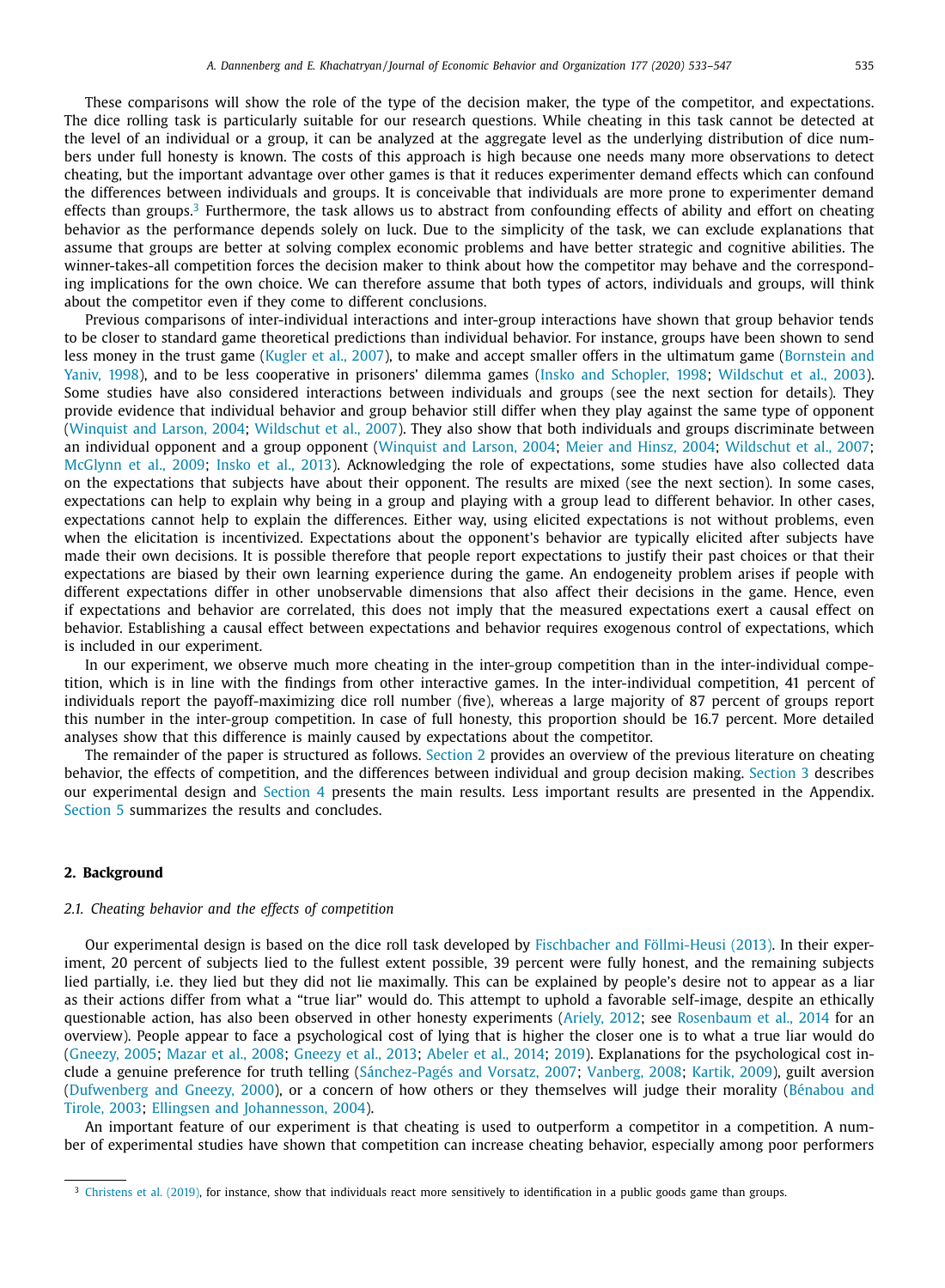These comparisons will show the role of the type of the decision maker, the type of the competitor, and expectations. The dice rolling task is particularly suitable for our research questions. While cheating in this task cannot be detected at the level of an individual or a group, it can be analyzed at the aggregate level as the underlying distribution of dice numbers under full honesty is known. The costs of this approach is high because one needs many more observations to detect cheating, but the important advantage over other games is that it reduces experimenter demand effects which can confound the differences between individuals and groups. It is conceivable that individuals are more prone to experimenter demand effects than groups.[3] Furthermore, the task allows us to abstract from confounding effects of ability and effort on cheating behavior as the performance depends solely on luck. Due to the simplicity of the task, we can exclude explanations that assume that groups are better at solving complex economic problems and have better strategic and cognitive abilities. The winner-takes-all competition forces the decision maker to think about how the competitor may behave and the corresponding implications for the own choice. We can therefore assume that both types of actors, individuals and groups, will think about the competitor even if they come to different conclusions.

Previous comparisons of inter-individual interactions and inter-group interactions have shown that group behavior tends to be closer to standard game theoretical predictions than individual behavior. For instance, groups have been shown to send less money in the trust game (Kugler et al., 2007), to make and accept smaller offers in the ultimatum game (Bornstein and Yaniv, 1998), and to be less cooperative in prisoners' dilemma games (Insko and Schopler, 1998; Wildschut et al., 2003). Some studies have also considered interactions between individuals and groups (see the next section for details). They provide evidence that individual behavior and group behavior still differ when they play against the same type of opponent (Winquist and Larson, 2004; Wildschut et al., 2007). They also show that both individuals and groups discriminate between an individual opponent and a group opponent (Winquist and Larson, 2004; Meier and Hinsz, 2004; Wildschut et al., 2007; McGlynn et al., 2009; Insko et al., 2013). Acknowledging the role of expectations, some studies have also collected data on the expectations that subjects have about their opponent. The results are mixed (see the next section). In some cases, expectations can help to explain why being in a group and playing with a group lead to different behavior. In other cases, expectations cannot help to explain the differences. Either way, using elicited expectations is not without problems, even when the elicitation is incentivized. Expectations about the opponent's behavior are typically elicited after subjects have made their own decisions. It is possible therefore that people report expectations to justify their past choices or that their expectations are biased by their own learning experience during the game. An endogeneity problem arises if people with different expectations differ in other unobservable dimensions that also affect their decisions in the game. Hence, even if expectations and behavior are correlated, this does not imply that the measured expectations exert a causal effect on behavior. Establishing a causal effect between expectations and behavior requires exogenous control of expectations, which is included in our experiment.

In our experiment, we observe much more cheating in the inter-group competition than in the inter-individual competition, which is in line with the findings from other interactive games. In the inter-individual competition, 41 percent of individuals report the payoff-maximizing dice roll number (five), whereas a large majority of 87 percent of groups report this number in the inter-group competition. In case of full honesty, this proportion should be 16.7 percent. More detailed analyses show that this difference is mainly caused by expectations about the competitor.

The remainder of the paper is structured as follows. Section 2 provides an overview of the previous literature on cheating behavior, the effects of competition, and the differences between individual and group decision making. Section 3 describes our experimental design and Section 4 presents the main results. Less important results are presented in the Appendix. Section 5 summarizes the results and concludes.

## 2. Background

### 2.1. Cheating behavior and the effects of competition

Our experimental design is based on the dice roll task developed by Fischbacher and Föllmi-Heusi (2013). In their experiment, 20 percent of subjects lied to the fullest extent possible, 39 percent were fully honest, and the remaining subjects lied partially, i.e. they lied but they did not lie maximally. This can be explained by people's desire not to appear as a liar as their actions differ from what a "true liar" would do. This attempt to uphold a favorable self-image, despite an ethically questionable action, has also been observed in other honesty experiments (Ariely, 2012; see Rosenbaum et al., 2014 for an overview). People appear to face a psychological cost of lying that is higher the closer one is to what a true liar would do (Gneezy, 2005; Mazar et al., 2008; Gneezy et al., 2013; Abeler et al., 2014; 2019). Explanations for the psychological cost include a genuine preference for truth telling (Sánchez-Pagés and Vorsatz, 2007; Vanberg, 2008; Kartik, 2009), guilt aversion (Dufwenberg and Gneezy, 2000), or a concern of how others or they themselves will judge their morality (Bénabou and Tirole, 2003; Ellingsen and Johannesson, 2004).

An important feature of our experiment is that cheating is used to outperform a competitor in a competition. A number of experimental studies have shown that competition can increase cheating behavior, especially among poor performers

[3] Christens et al. (2019), for instance, show that individuals react more sensitively to identification in a public goods game than groups.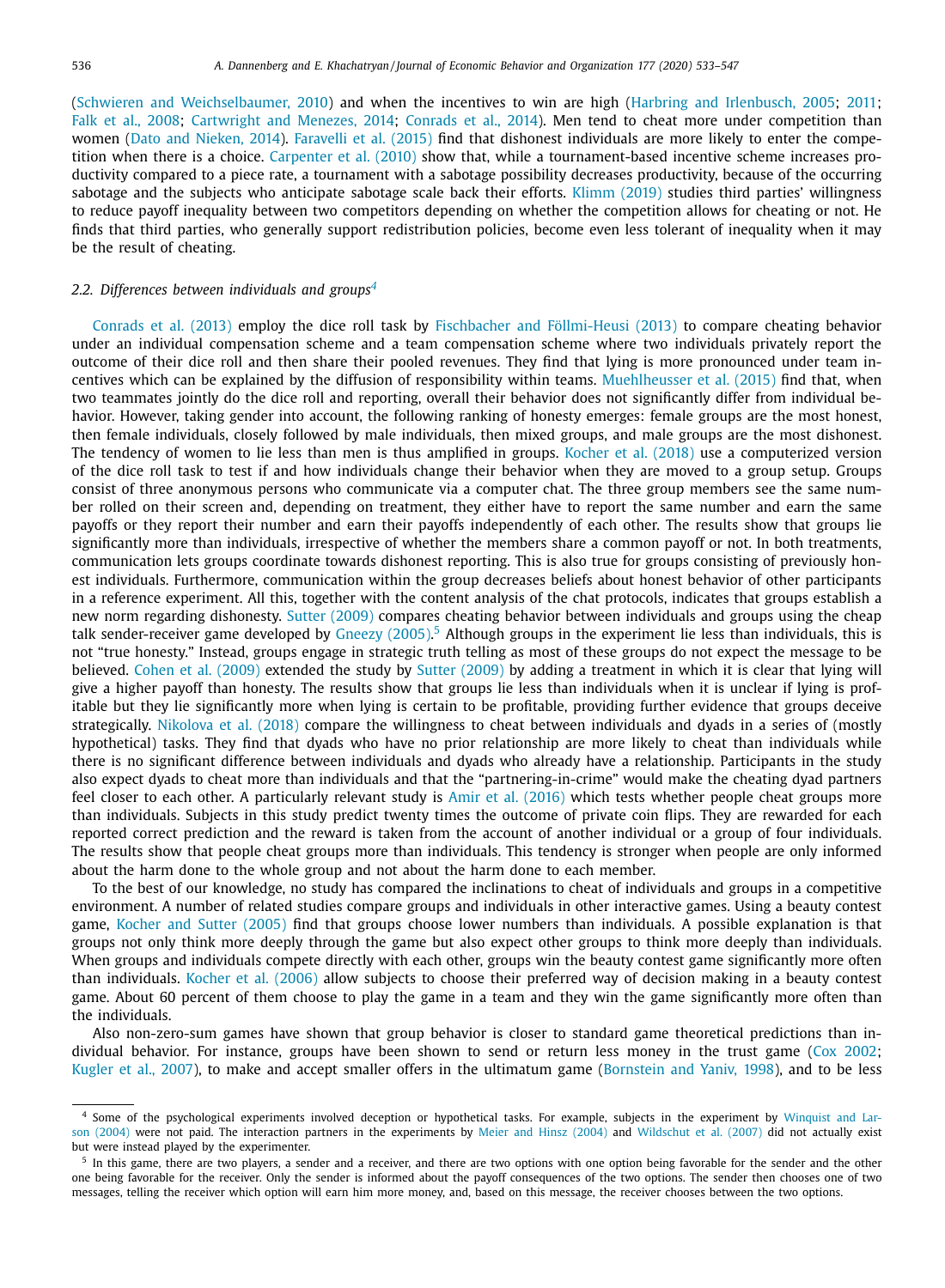(Schwieren and Weichselbaumer, 2010) and when the incentives to win are high (Harbring and Irlenbusch, 2005; 2011; Falk et al., 2008; Cartwright and Menezes, 2014; Conrads et al., 2014). Men tend to cheat more under competition than women (Dato and Nieken, 2014). Faravelli et al. (2015) find that dishonest individuals are more likely to enter the competition when there is a choice. Carpenter et al. (2010) show that, while a tournament-based incentive scheme increases productivity compared to a piece rate, a tournament with a sabotage possibility decreases productivity, because of the occurring sabotage and the subjects who anticipate sabotage scale back their efforts. Klimm (2019) studies third parties' willingness to reduce payoff inequality between two competitors depending on whether the competition allows for cheating or not. He finds that third parties, who generally support redistribution policies, become even less tolerant of inequality when it may be the result of cheating.

### *2.2. Differences between individuals and groups*[4]

Conrads et al. (2013) employ the dice roll task by Fischbacher and Föllmi-Heusi (2013) to compare cheating behavior under an individual compensation scheme and a team compensation scheme where two individuals privately report the outcome of their dice roll and then share their pooled revenues. They find that lying is more pronounced under team incentives which can be explained by the diffusion of responsibility within teams. Muehlheusser et al. (2015) find that, when two teammates jointly do the dice roll and reporting, overall their behavior does not significantly differ from individual behavior. However, taking gender into account, the following ranking of honesty emerges: female groups are the most honest, then female individuals, closely followed by male individuals, then mixed groups, and male groups are the most dishonest. The tendency of women to lie less than men is thus amplified in groups. Kocher et al. (2018) use a computerized version of the dice roll task to test if and how individuals change their behavior when they are moved to a group setup. Groups consist of three anonymous persons who communicate via a computer chat. The three group members see the same number rolled on their screen and, depending on treatment, they either have to report the same number and earn the same payoffs or they report their number and earn their payoffs independently of each other. The results show that groups lie significantly more than individuals, irrespective of whether the members share a common payoff or not. In both treatments, communication lets groups coordinate towards dishonest reporting. This is also true for groups consisting of previously honest individuals. Furthermore, communication within the group decreases beliefs about honest behavior of other participants in a reference experiment. All this, together with the content analysis of the chat protocols, indicates that groups establish a new norm regarding dishonesty. Sutter (2009) compares cheating behavior between individuals and groups using the cheap talk sender-receiver game developed by Gneezy (2005).[5] Although groups in the experiment lie less than individuals, this is not "true honesty." Instead, groups engage in strategic truth telling as most of these groups do not expect the message to be believed. Cohen et al. (2009) extended the study by Sutter (2009) by adding a treatment in which it is clear that lying will give a higher payoff than honesty. The results show that groups lie less than individuals when it is unclear if lying is profitable but they lie significantly more when lying is certain to be profitable, providing further evidence that groups deceive strategically. Nikolova et al. (2018) compare the willingness to cheat between individuals and dyads in a series of (mostly hypothetical) tasks. They find that dyads who have no prior relationship are more likely to cheat than individuals while there is no significant difference between individuals and dyads who already have a relationship. Participants in the study also expect dyads to cheat more than individuals and that the "partnering-in-crime" would make the cheating dyad partners feel closer to each other. A particularly relevant study is Amir et al. (2016) which tests whether people cheat groups more than individuals. Subjects in this study predict twenty times the outcome of private coin flips. They are rewarded for each reported correct prediction and the reward is taken from the account of another individual or a group of four individuals. The results show that people cheat groups more than individuals. This tendency is stronger when people are only informed about the harm done to the whole group and not about the harm done to each member.

To the best of our knowledge, no study has compared the inclinations to cheat of individuals and groups in a competitive environment. A number of related studies compare groups and individuals in other interactive games. Using a beauty contest game, Kocher and Sutter (2005) find that groups choose lower numbers than individuals. A possible explanation is that groups not only think more deeply through the game but also expect other groups to think more deeply than individuals. When groups and individuals compete directly with each other, groups win the beauty contest game significantly more often than individuals. Kocher et al. (2006) allow subjects to choose their preferred way of decision making in a beauty contest game. About 60 percent of them choose to play the game in a team and they win the game significantly more often than the individuals.

Also non-zero-sum games have shown that group behavior is closer to standard game theoretical predictions than individual behavior. For instance, groups have been shown to send or return less money in the trust game (Cox 2002; Kugler et al., 2007), to make and accept smaller offers in the ultimatum game (Bornstein and Yaniv, 1998), and to be less

---

[4] Some of the psychological experiments involved deception or hypothetical tasks. For example, subjects in the experiment by Winquist and Larson (2004) were not paid. The interaction partners in the experiments by Meier and Hinsz (2004) and Wildschut et al. (2007) did not actually exist but were instead played by the experimenter.

[5] In this game, there are two players, a sender and a receiver, and there are two options with one option being favorable for the sender and the other one being favorable for the receiver. Only the sender is informed about the payoff consequences of the two options. The sender then chooses one of two messages, telling the receiver which option will earn him more money, and, based on this message, the receiver chooses between the two options.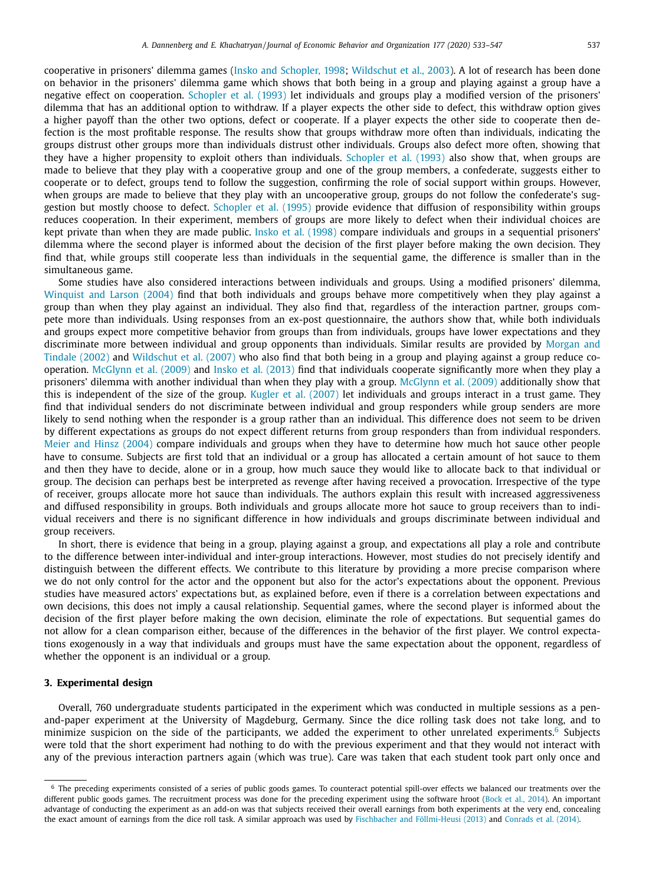cooperative in prisoners' dilemma games (Insko and Schopler, 1998; Wildschut et al., 2003). A lot of research has been done on behavior in the prisoners' dilemma game which shows that both being in a group and playing against a group have a negative effect on cooperation. Schopler et al. (1993) let individuals and groups play a modified version of the prisoners' dilemma that has an additional option to withdraw. If a player expects the other side to defect, this withdraw option gives a higher payoff than the other two options, defect or cooperate. If a player expects the other side to cooperate then defection is the most profitable response. The results show that groups withdraw more often than individuals, indicating the groups distrust other groups more than individuals distrust other individuals. Groups also defect more often, showing that they have a higher propensity to exploit others than individuals. Schopler et al. (1993) also show that, when groups are made to believe that they play with a cooperative group and one of the group members, a confederate, suggests either to cooperate or to defect, groups tend to follow the suggestion, confirming the role of social support within groups. However, when groups are made to believe that they play with an uncooperative group, groups do not follow the confederate's suggestion but mostly choose to defect. Schopler et al. (1995) provide evidence that diffusion of responsibility within groups reduces cooperation. In their experiment, members of groups are more likely to defect when their individual choices are kept private than when they are made public. Insko et al. (1998) compare individuals and groups in a sequential prisoners' dilemma where the second player is informed about the decision of the first player before making the own decision. They find that, while groups still cooperate less than individuals in the sequential game, the difference is smaller than in the simultaneous game.

Some studies have also considered interactions between individuals and groups. Using a modified prisoners' dilemma, Winquist and Larson (2004) find that both individuals and groups behave more competitively when they play against a group than when they play against an individual. They also find that, regardless of the interaction partner, groups compete more than individuals. Using responses from an ex-post questionnaire, the authors show that, while both individuals and groups expect more competitive behavior from groups than from individuals, groups have lower expectations and they discriminate more between individual and group opponents than individuals. Similar results are provided by Morgan and Tindale (2002) and Wildschut et al. (2007) who also find that both being in a group and playing against a group reduce cooperation. McGlynn et al. (2009) and Insko et al. (2013) find that individuals cooperate significantly more when they play a prisoners' dilemma with another individual than when they play with a group. McGlynn et al. (2009) additionally show that this is independent of the size of the group. Kugler et al. (2007) let individuals and groups interact in a trust game. They find that individual senders do not discriminate between individual and group responders while group senders are more likely to send nothing when the responder is a group rather than an individual. This difference does not seem to be driven by different expectations as groups do not expect different returns from group responders than from individual responders. Meier and Hinsz (2004) compare individuals and groups when they have to determine how much hot sauce other people have to consume. Subjects are first told that an individual or a group has allocated a certain amount of hot sauce to them and then they have to decide, alone or in a group, how much sauce they would like to allocate back to that individual or group. The decision can perhaps best be interpreted as revenge after having received a provocation. Irrespective of the type of receiver, groups allocate more hot sauce than individuals. The authors explain this result with increased aggressiveness and diffused responsibility in groups. Both individuals and groups allocate more hot sauce to group receivers than to individual receivers and there is no significant difference in how individuals and groups discriminate between individual and group receivers.

In short, there is evidence that being in a group, playing against a group, and expectations all play a role and contribute to the difference between inter-individual and inter-group interactions. However, most studies do not precisely identify and distinguish between the different effects. We contribute to this literature by providing a more precise comparison where we do not only control for the actor and the opponent but also for the actor's expectations about the opponent. Previous studies have measured actors' expectations but, as explained before, even if there is a correlation between expectations and own decisions, this does not imply a causal relationship. Sequential games, where the second player is informed about the decision of the first player before making the own decision, eliminate the role of expectations. But sequential games do not allow for a clean comparison either, because of the differences in the behavior of the first player. We control expectations exogenously in a way that individuals and groups must have the same expectation about the opponent, regardless of whether the opponent is an individual or a group.

## 3. Experimental design

Overall, 760 undergraduate students participated in the experiment which was conducted in multiple sessions as a pen-and-paper experiment at the University of Magdeburg, Germany. Since the dice rolling task does not take long, and to minimize suspicion on the side of the participants, we added the experiment to other unrelated experiments.[6] Subjects were told that the short experiment had nothing to do with the previous experiment and that they would not interact with any of the previous interaction partners again (which was true). Care was taken that each student took part only once and

[6] The preceding experiments consisted of a series of public goods games. To counteract potential spill-over effects we balanced our treatments over the different public goods games. The recruitment process was done for the preceding experiment using the software hroot (Bock et al., 2014). An important advantage of conducting the experiment as an add-on was that subjects received their overall earnings from both experiments at the very end, concealing the exact amount of earnings from the dice roll task. A similar approach was used by Fischbacher and Föllmi-Heusi (2013) and Conrads et al. (2014).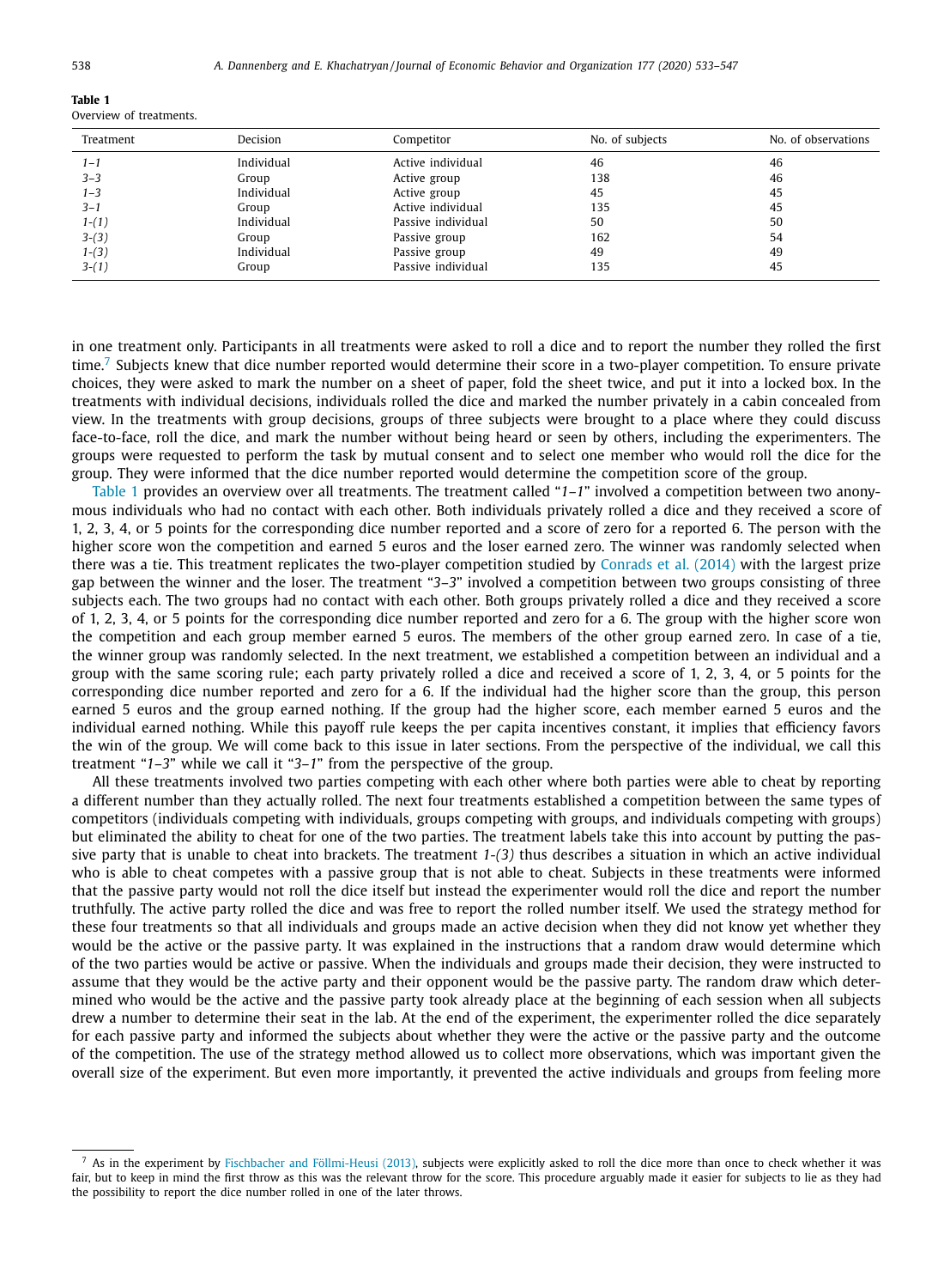**Table 1**
Overview of treatments.

| Treatment | Decision | Competitor | No. of subjects | No. of observations |
|---|---|---|---|---|
| *1–1* | Individual | Active individual | 46 | 46 |
| *3–3* | Group | Active group | 138 | 46 |
| *1–3* | Individual | Active group | 45 | 45 |
| *3–1* | Group | Active individual | 135 | 45 |
| *1-(1)* | Individual | Passive individual | 50 | 50 |
| *3-(3)* | Group | Passive group | 162 | 54 |
| *1-(3)* | Individual | Passive group | 49 | 49 |
| *3-(1)* | Group | Passive individual | 135 | 45 |

in one treatment only. Participants in all treatments were asked to roll a dice and to report the number they rolled the first time.[7] Subjects knew that dice number reported would determine their score in a two-player competition. To ensure private choices, they were asked to mark the number on a sheet of paper, fold the sheet twice, and put it into a locked box. In the treatments with individual decisions, individuals rolled the dice and marked the number privately in a cabin concealed from view. In the treatments with group decisions, groups of three subjects were brought to a place where they could discuss face-to-face, roll the dice, and mark the number without being heard or seen by others, including the experimenters. The groups were requested to perform the task by mutual consent and to select one member who would roll the dice for the group. They were informed that the dice number reported would determine the competition score of the group.

Table 1 provides an overview over all treatments. The treatment called "*1–1*" involved a competition between two anonymous individuals who had no contact with each other. Both individuals privately rolled a dice and they received a score of 1, 2, 3, 4, or 5 points for the corresponding dice number reported and a score of zero for a reported 6. The person with the higher score won the competition and earned 5 euros and the loser earned zero. The winner was randomly selected when there was a tie. This treatment replicates the two-player competition studied by Conrads et al. (2014) with the largest prize gap between the winner and the loser. The treatment "*3–3*" involved a competition between two groups consisting of three subjects each. The two groups had no contact with each other. Both groups privately rolled a dice and they received a score of 1, 2, 3, 4, or 5 points for the corresponding dice number reported and zero for a 6. The group with the higher score won the competition and each group member earned 5 euros. The members of the other group earned zero. In case of a tie, the winner group was randomly selected. In the next treatment, we established a competition between an individual and a group with the same scoring rule; each party privately rolled a dice and received a score of 1, 2, 3, 4, or 5 points for the corresponding dice number reported and zero for a 6. If the individual had the higher score than the group, this person earned 5 euros and the group earned nothing. If the group had the higher score, each member earned 5 euros and the individual earned nothing. While this payoff rule keeps the per capita incentives constant, it implies that efficiency favors the win of the group. We will come back to this issue in later sections. From the perspective of the individual, we call this treatment "*1–3*" while we call it "*3–1*" from the perspective of the group.

All these treatments involved two parties competing with each other where both parties were able to cheat by reporting a different number than they actually rolled. The next four treatments established a competition between the same types of competitors (individuals competing with individuals, groups competing with groups, and individuals competing with groups) but eliminated the ability to cheat for one of the two parties. The treatment labels take this into account by putting the passive party that is unable to cheat into brackets. The treatment *1-(3)* thus describes a situation in which an active individual who is able to cheat competes with a passive group that is not able to cheat. Subjects in these treatments were informed that the passive party would not roll the dice itself but instead the experimenter would roll the dice and report the number truthfully. The active party rolled the dice and was free to report the rolled number itself. We used the strategy method for these four treatments so that all individuals and groups made an active decision when they did not know yet whether they would be the active or the passive party. It was explained in the instructions that a random draw would determine which of the two parties would be active or passive. When the individuals and groups made their decision, they were instructed to assume that they would be the active party and their opponent would be the passive party. The random draw which determined who would be the active and the passive party took already place at the beginning of each session when all subjects drew a number to determine their seat in the lab. At the end of the experiment, the experimenter rolled the dice separately for each passive party and informed the subjects about whether they were the active or the passive party and the outcome of the competition. The use of the strategy method allowed us to collect more observations, which was important given the overall size of the experiment. But even more importantly, it prevented the active individuals and groups from feeling more

[7] As in the experiment by Fischbacher and Föllmi-Heusi (2013), subjects were explicitly asked to roll the dice more than once to check whether it was fair, but to keep in mind the first throw as this was the relevant throw for the score. This procedure arguably made it easier for subjects to lie as they had the possibility to report the dice number rolled in one of the later throws.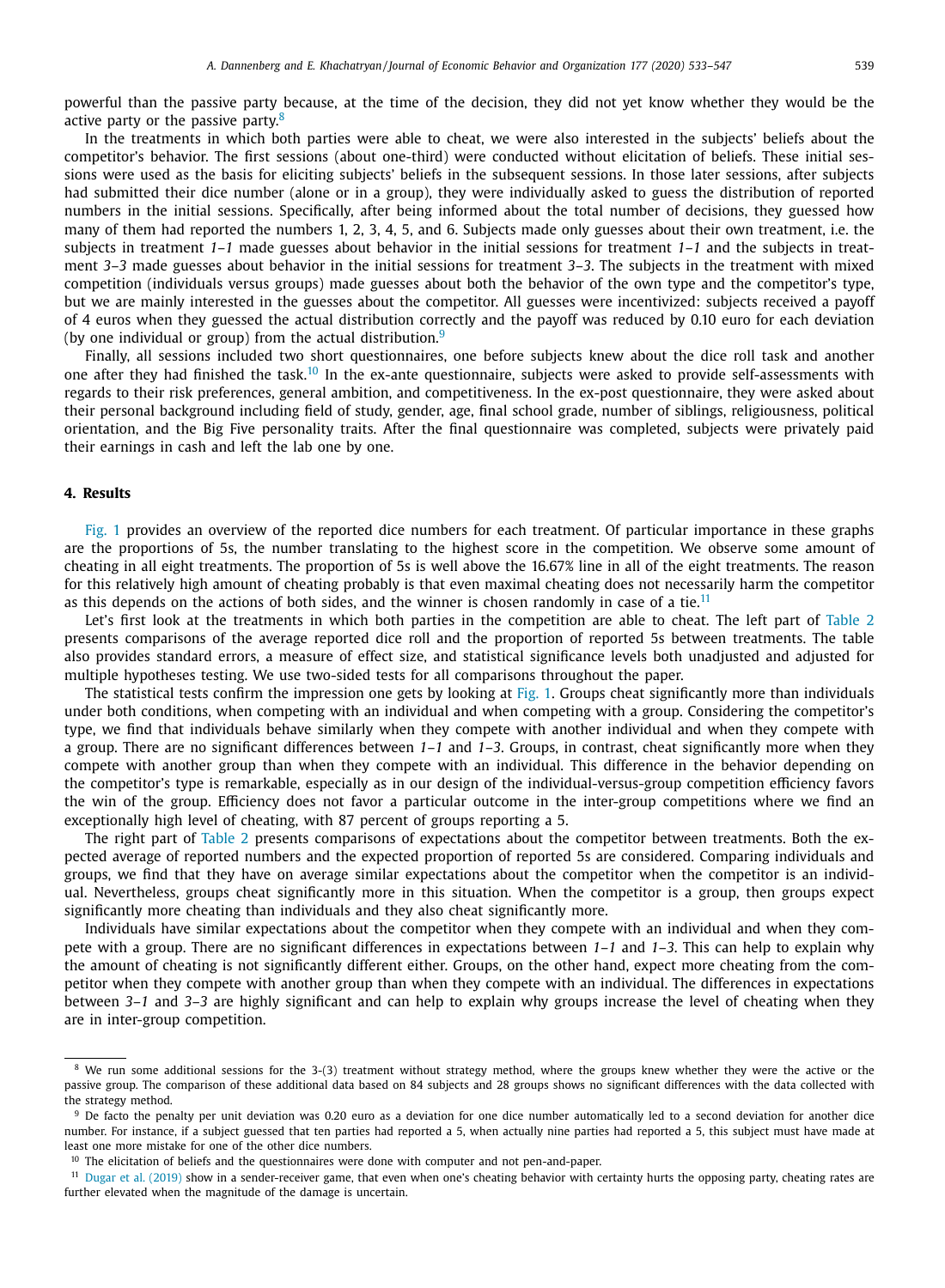powerful than the passive party because, at the time of the decision, they did not yet know whether they would be the active party or the passive party.[8]

In the treatments in which both parties were able to cheat, we were also interested in the subjects' beliefs about the competitor's behavior. The first sessions (about one-third) were conducted without elicitation of beliefs. These initial sessions were used as the basis for eliciting subjects' beliefs in the subsequent sessions. In those later sessions, after subjects had submitted their dice number (alone or in a group), they were individually asked to guess the distribution of reported numbers in the initial sessions. Specifically, after being informed about the total number of decisions, they guessed how many of them had reported the numbers 1, 2, 3, 4, 5, and 6. Subjects made only guesses about their own treatment, i.e. the subjects in treatment *1–1* made guesses about behavior in the initial sessions for treatment *1–1* and the subjects in treatment *3–3* made guesses about behavior in the initial sessions for treatment *3–3*. The subjects in the treatment with mixed competition (individuals versus groups) made guesses about both the behavior of the own type and the competitor's type, but we are mainly interested in the guesses about the competitor. All guesses were incentivized: subjects received a payoff of 4 euros when they guessed the actual distribution correctly and the payoff was reduced by 0.10 euro for each deviation (by one individual or group) from the actual distribution.[9]

Finally, all sessions included two short questionnaires, one before subjects knew about the dice roll task and another one after they had finished the task.[10] In the ex-ante questionnaire, subjects were asked to provide self-assessments with regards to their risk preferences, general ambition, and competitiveness. In the ex-post questionnaire, they were asked about their personal background including field of study, gender, age, final school grade, number of siblings, religiousness, political orientation, and the Big Five personality traits. After the final questionnaire was completed, subjects were privately paid their earnings in cash and left the lab one by one.

## 4. Results

Fig. 1 provides an overview of the reported dice numbers for each treatment. Of particular importance in these graphs are the proportions of 5s, the number translating to the highest score in the competition. We observe some amount of cheating in all eight treatments. The proportion of 5s is well above the 16.67% line in all of the eight treatments. The reason for this relatively high amount of cheating probably is that even maximal cheating does not necessarily harm the competitor as this depends on the actions of both sides, and the winner is chosen randomly in case of a tie.[11]

Let's first look at the treatments in which both parties in the competition are able to cheat. The left part of Table 2 presents comparisons of the average reported dice roll and the proportion of reported 5s between treatments. The table also provides standard errors, a measure of effect size, and statistical significance levels both unadjusted and adjusted for multiple hypotheses testing. We use two-sided tests for all comparisons throughout the paper.

The statistical tests confirm the impression one gets by looking at Fig. 1. Groups cheat significantly more than individuals under both conditions, when competing with an individual and when competing with a group. Considering the competitor's type, we find that individuals behave similarly when they compete with another individual and when they compete with a group. There are no significant differences between *1–1* and *1–3*. Groups, in contrast, cheat significantly more when they compete with another group than when they compete with an individual. This difference in the behavior depending on the competitor's type is remarkable, especially as in our design of the individual-versus-group competition efficiency favors the win of the group. Efficiency does not favor a particular outcome in the inter-group competitions where we find an exceptionally high level of cheating, with 87 percent of groups reporting a 5.

The right part of Table 2 presents comparisons of expectations about the competitor between treatments. Both the expected average of reported numbers and the expected proportion of reported 5s are considered. Comparing individuals and groups, we find that they have on average similar expectations about the competitor when the competitor is an individual. Nevertheless, groups cheat significantly more in this situation. When the competitor is a group, then groups expect significantly more cheating than individuals and they also cheat significantly more.

Individuals have similar expectations about the competitor when they compete with an individual and when they compete with a group. There are no significant differences in expectations between *1–1* and *1–3*. This can help to explain why the amount of cheating is not significantly different either. Groups, on the other hand, expect more cheating from the competitor when they compete with another group than when they compete with an individual. The differences in expectations between *3–1* and *3–3* are highly significant and can help to explain why groups increase the level of cheating when they are in inter-group competition.

---

[8] We run some additional sessions for the 3-(3) treatment without strategy method, where the groups knew whether they were the active or the passive group. The comparison of these additional data based on 84 subjects and 28 groups shows no significant differences with the data collected with the strategy method.

[9] De facto the penalty per unit deviation was 0.20 euro as a deviation for one dice number automatically led to a second deviation for another dice number. For instance, if a subject guessed that ten parties had reported a 5, when actually nine parties had reported a 5, this subject must have made at least one more mistake for one of the other dice numbers.

[10] The elicitation of beliefs and the questionnaires were done with computer and not pen-and-paper.

[11] Dugar et al. (2019) show in a sender-receiver game, that even when one's cheating behavior with certainty hurts the opposing party, cheating rates are further elevated when the magnitude of the damage is uncertain.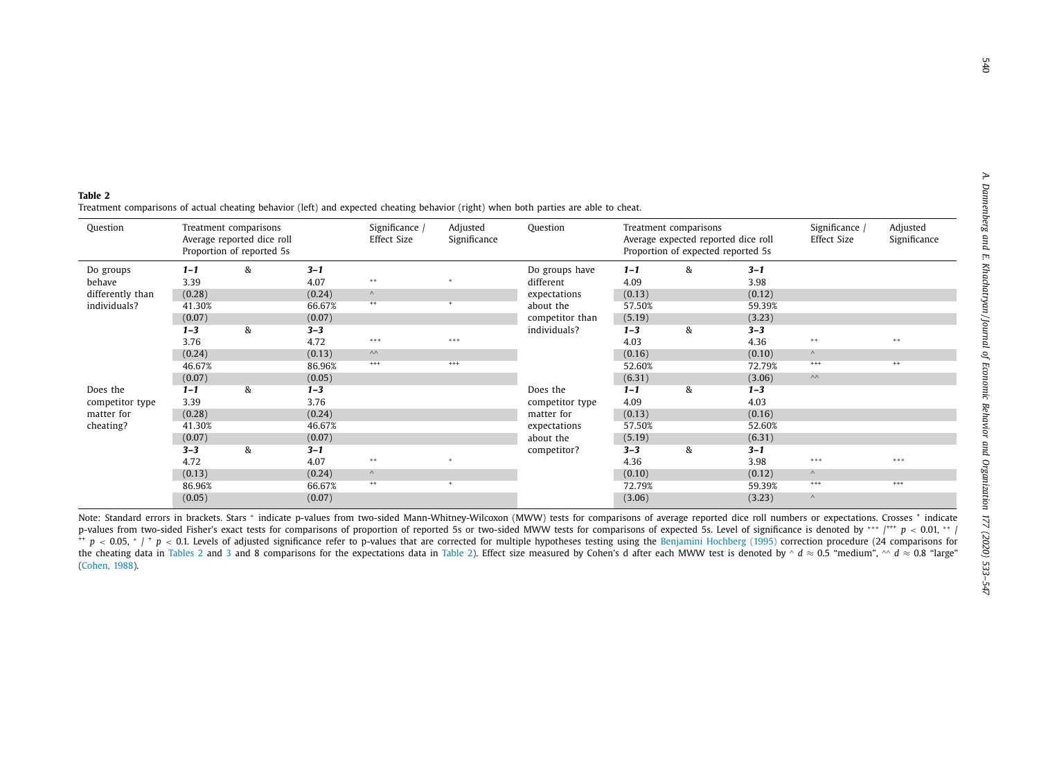**Table 2**

Treatment comparisons of actual cheating behavior (left) and expected cheating behavior (right) when both parties are able to cheat.

| Question | Treatment comparisons Average reported dice roll Proportion of reported 5s | | | Significance / Effect Size | Adjusted Significance | Question | Treatment comparisons Average expected reported dice roll Proportion of expected reported 5s | | | Significance / Effect Size | Adjusted Significance |
|---|---|---|---|---|---|---|---|---|---|---|---|
| Do groups behave differently than individuals? | ***1–1*** | & | ***3–1*** | | | Do groups have different expectations about the competitor than individuals? | ***1–1*** | & | ***3–1*** | | |
| | 3.39 | | 4.07 | ** | * | | 4.09 | | 3.98 | | |
| | (0.28) | | (0.24) | ^ | | | (0.13) | | (0.12) | | |
| | 41.30% | | 66.67% | ++ | + | | 57.50% | | 59.39% | | |
| | (0.07) | | (0.07) | | | | (5.19) | | (3.23) | | |
| | ***1–3*** | & | ***3–3*** | | | | ***1–3*** | & | ***3–3*** | | |
| | 3.76 | | 4.72 | *** | *** | | 4.03 | | 4.36 | ** | ** |
| | (0.24) | | (0.13) | ^^ | | | (0.16) | | (0.10) | ^ | |
| | 46.67% | | 86.96% | +++ | +++ | | 52.60% | | 72.79% | +++ | ++ |
| | (0.07) | | (0.05) | | | | (6.31) | | (3.06) | ^^ | |
| Does the competitor type matter for cheating? | ***1–1*** | & | ***1–3*** | | | Does the competitor type matter for expectations about the competitor? | ***1–1*** | & | ***1–3*** | | |
| | 3.39 | | 3.76 | | | | 4.09 | | 4.03 | | |
| | (0.28) | | (0.24) | | | | (0.13) | | (0.16) | | |
| | 41.30% | | 46.67% | | | | 57.50% | | 52.60% | | |
| | (0.07) | | (0.07) | | | | (5.19) | | (6.31) | | |
| | ***3–3*** | & | ***3–1*** | | | | ***3–3*** | & | ***3–1*** | | |
| | 4.72 | | 4.07 | ** | * | | 4.36 | | 3.98 | *** | *** |
| | (0.13) | | (0.24) | ^ | | | (0.10) | | (0.12) | ^ | |
| | 86.96% | | 66.67% | ++ | + | | 72.79% | | 59.39% | +++ | +++ |
| | (0.05) | | (0.07) | | | | (3.06) | | (3.23) | ^ | |

Note: Standard errors in brackets. Stars * indicate p-values from two-sided Mann-Whitney-Wilcoxon (MWW) tests for comparisons of average reported dice roll numbers or expectations. Crosses + indicate p-values from two-sided Fisher's exact tests for comparisons of proportion of reported 5s or two-sided MWW tests for comparisons of expected 5s. Level of significance is denoted by *** /+++ $p < 0.01$, ** / ++ $p < 0.05$, * / + $p < 0.1$. Levels of adjusted significance refer to p-values that are corrected for multiple hypotheses testing using the Benjamini Hochberg (1995) correction procedure (24 comparisons for the cheating data in Tables 2 and 3 and 8 comparisons for the expectations data in Table 2). Effect size measured by Cohen's d after each MWW test is denoted by ^ $d \approx 0.5$ "medium", ^^ $d \approx 0.8$ "large" (Cohen, 1988).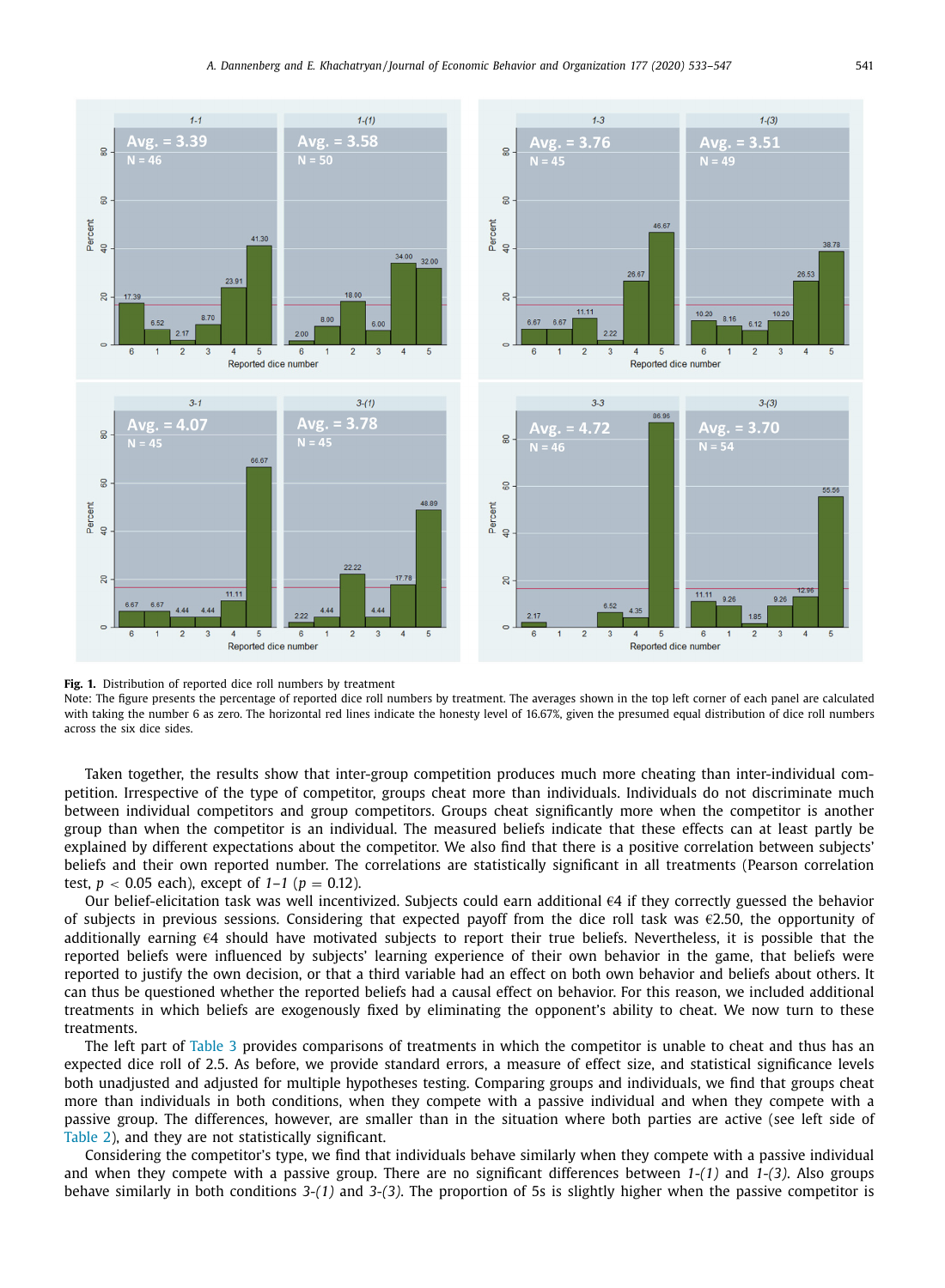**Fig. 1.** Distribution of reported dice roll numbers by treatment

Note: The figure presents the percentage of reported dice roll numbers by treatment. The averages shown in the top left corner of each panel are calculated with taking the number 6 as zero. The horizontal red lines indicate the honesty level of 16.67%, given the presumed equal distribution of dice roll numbers across the six dice sides.

Taken together, the results show that inter-group competition produces much more cheating than inter-individual competition. Irrespective of the type of competitor, groups cheat more than individuals. Individuals do not discriminate much between individual competitors and group competitors. Groups cheat significantly more when the competitor is another group than when the competitor is an individual. The measured beliefs indicate that these effects can at least partly be explained by different expectations about the competitor. We also find that there is a positive correlation between subjects' beliefs and their own reported number. The correlations are statistically significant in all treatments (Pearson correlation test, $p < 0.05$ each), except of *1–1* ($p = 0.12$).

Our belief-elicitation task was well incentivized. Subjects could earn additional €4 if they correctly guessed the behavior of subjects in previous sessions. Considering that expected payoff from the dice roll task was €2.50, the opportunity of additionally earning €4 should have motivated subjects to report their true beliefs. Nevertheless, it is possible that the reported beliefs were influenced by subjects' learning experience of their own behavior in the game, that beliefs were reported to justify the own decision, or that a third variable had an effect on both own behavior and beliefs about others. It can thus be questioned whether the reported beliefs had a causal effect on behavior. For this reason, we included additional treatments in which beliefs are exogenously fixed by eliminating the opponent's ability to cheat. We now turn to these treatments.

The left part of Table 3 provides comparisons of treatments in which the competitor is unable to cheat and thus has an expected dice roll of 2.5. As before, we provide standard errors, a measure of effect size, and statistical significance levels both unadjusted and adjusted for multiple hypotheses testing. Comparing groups and individuals, we find that groups cheat more than individuals in both conditions, when they compete with a passive individual and when they compete with a passive group. The differences, however, are smaller than in the situation where both parties are active (see left side of Table 2), and they are not statistically significant.

Considering the competitor's type, we find that individuals behave similarly when they compete with a passive individual and when they compete with a passive group. There are no significant differences between *1-(1)* and *1-(3)*. Also groups behave similarly in both conditions *3-(1)* and *3-(3)*. The proportion of 5s is slightly higher when the passive competitor is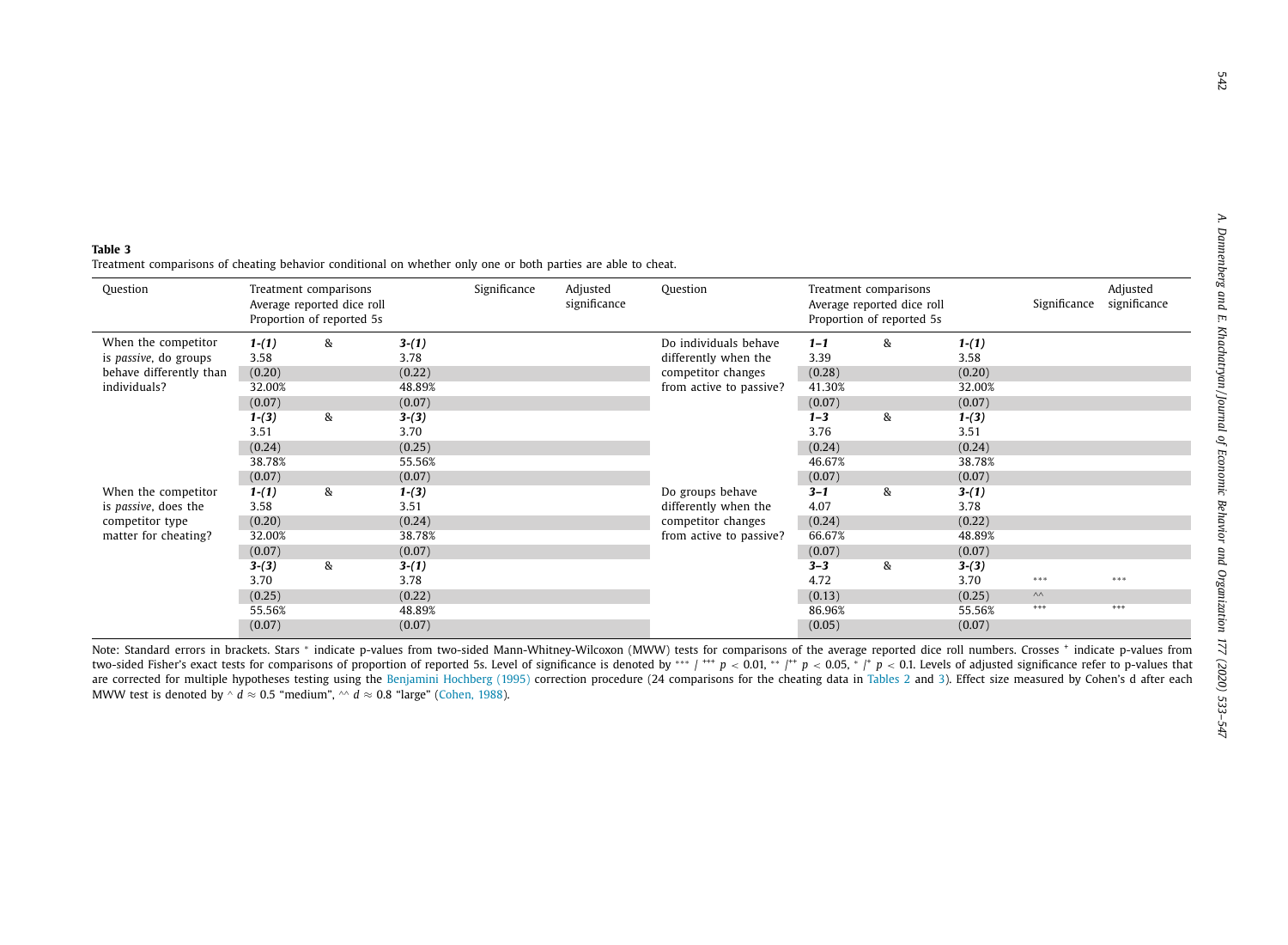**Table 3**
Treatment comparisons of cheating behavior conditional on whether only one or both parties are able to cheat.

| Question | Treatment comparisons<br>Average reported dice roll<br>Proportion of reported 5s | | | Significance | Adjusted significance | Question | Treatment comparisons<br>Average reported dice roll<br>Proportion of reported 5s | | | Significance | Adjusted significance |
|---|---|---|---|---|---|---|---|---|---|---|---|
| When the competitor is *passive*, do groups behave differently than individuals? | ***1-(1)*** | & | ***3-(1)*** | | | Do individuals behave differently when the competitor changes from active to passive? | ***1–1*** | & | ***1-(1)*** | | |
| | 3.58 | | 3.78 | | | | 3.39 | | 3.58 | | |
| | (0.20) | | (0.22) | | | | (0.28) | | (0.20) | | |
| | 32.00% | | 48.89% | | | | 41.30% | | 32.00% | | |
| | (0.07) | | (0.07) | | | | (0.07) | | (0.07) | | |
| | ***1-(3)*** | & | ***3-(3)*** | | | | ***1–3*** | & | ***1-(3)*** | | |
| | 3.51 | | 3.70 | | | | 3.76 | | 3.51 | | |
| | (0.24) | | (0.25) | | | | (0.24) | | (0.24) | | |
| | 38.78% | | 55.56% | | | | 46.67% | | 38.78% | | |
| | (0.07) | | (0.07) | | | | (0.07) | | (0.07) | | |
| When the competitor is *passive*, does the competitor type matter for cheating? | ***1-(1)*** | & | ***1-(3)*** | | | Do groups behave differently when the competitor changes from active to passive? | ***3–1*** | & | ***3-(1)*** | | |
| | 3.58 | | 3.51 | | | | 4.07 | | 3.78 | | |
| | (0.20) | | (0.24) | | | | (0.24) | | (0.22) | | |
| | 32.00% | | 38.78% | | | | 66.67% | | 48.89% | | |
| | (0.07) | | (0.07) | | | | (0.07) | | (0.07) | | |
| | ***3-(3)*** | & | ***3-(1)*** | | | | ***3–3*** | & | ***3-(3)*** | | |
| | 3.70 | | 3.78 | | | | 4.72 | | 3.70 | *** | *** |
| | (0.25) | | (0.22) | | | | (0.13) | | (0.25) | ^^ | |
| | 55.56% | | 48.89% | | | | 86.96% | | 55.56% | +++ | +++ |
| | (0.07) | | (0.07) | | | | (0.05) | | (0.07) | | |

Note: Standard errors in brackets. Stars * indicate p-values from two-sided Mann-Whitney-Wilcoxon (MWW) tests for comparisons of the average reported dice roll numbers. Crosses + indicate p-values from two-sided Fisher's exact tests for comparisons of proportion of reported 5s. Level of significance is denoted by *** / +++ $p < 0.01$, ** /++ $p < 0.05$, * /+ $p < 0.1$. Levels of adjusted significance refer to p-values that are corrected for multiple hypotheses testing using the Benjamini Hochberg (1995) correction procedure (24 comparisons for the cheating data in Tables 2 and 3). Effect size measured by Cohen's d after each MWW test is denoted by ^ $d \approx 0.5$ "medium", ^^ $d \approx 0.8$ "large" (Cohen, 1988).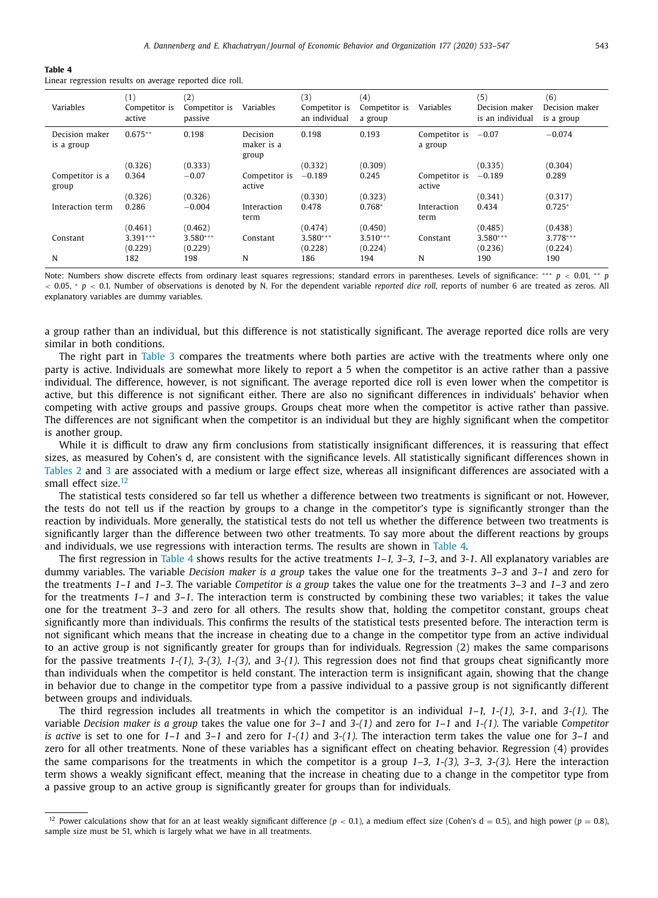**Table 4**
Linear regression results on average reported dice roll.

| Variables | (1) Competitor is active | (2) Competitor is passive | Variables | (3) Competitor is an individual | (4) Competitor is a group | Variables | (5) Decision maker is an individual | (6) Decision maker is a group |
|---|---|---|---|---|---|---|---|---|
| Decision maker is a group | 0.675** | 0.198 | Decision maker is a group | 0.198 | 0.193 | Competitor is a group | −0.07 | −0.074 |
| | (0.326) | (0.333) | | (0.332) | (0.309) | | (0.335) | (0.304) |
| Competitor is a group | 0.364 | −0.07 | Competitor is active | −0.189 | 0.245 | Competitor is active | −0.189 | 0.289 |
| | (0.326) | (0.326) | | (0.330) | (0.323) | | (0.341) | (0.317) |
| Interaction term | 0.286 | −0.004 | Interaction term | 0.478 | 0.768* | Interaction term | 0.434 | 0.725* |
| | (0.461) | (0.462) | | (0.474) | (0.450) | | (0.485) | (0.438) |
| Constant | 3.391*** | 3.580*** | Constant | 3.580*** | 3.510*** | Constant | 3.580*** | 3.778*** |
| | (0.229) | (0.229) | | (0.228) | (0.224) | | (0.236) | (0.224) |
| N | 182 | 198 | N | 186 | 194 | N | 190 | 190 |

Note: Numbers show discrete effects from ordinary least squares regressions; standard errors in parentheses. Levels of significance: *** $p < 0.01$, ** $p < 0.05$, * $p < 0.1$. Number of observations is denoted by N. For the dependent variable *reported dice roll*, reports of number 6 are treated as zeros. All explanatory variables are dummy variables.

a group rather than an individual, but this difference is not statistically significant. The average reported dice rolls are very similar in both conditions.

The right part in Table 3 compares the treatments where both parties are active with the treatments where only one party is active. Individuals are somewhat more likely to report a 5 when the competitor is an active rather than a passive individual. The difference, however, is not significant. The average reported dice roll is even lower when the competitor is active, but this difference is not significant either. There are also no significant differences in individuals' behavior when competing with active groups and passive groups. Groups cheat more when the competitor is active rather than passive. The differences are not significant when the competitor is an individual but they are highly significant when the competitor is another group.

While it is difficult to draw any firm conclusions from statistically insignificant differences, it is reassuring that effect sizes, as measured by Cohen's d, are consistent with the significance levels. All statistically significant differences shown in Tables 2 and 3 are associated with a medium or large effect size, whereas all insignificant differences are associated with a small effect size.[12]

The statistical tests considered so far tell us whether a difference between two treatments is significant or not. However, the tests do not tell us if the reaction by groups to a change in the competitor's type is significantly stronger than the reaction by individuals. More generally, the statistical tests do not tell us whether the difference between two treatments is significantly larger than the difference between two other treatments. To say more about the different reactions by groups and individuals, we use regressions with interaction terms. The results are shown in Table 4.

The first regression in Table 4 shows results for the active treatments *1–1, 3–3, 1–3*, and *3-1*. All explanatory variables are dummy variables. The variable *Decision maker is a group* takes the value one for the treatments *3–3* and *3–1* and zero for the treatments *1–1* and *1–3*. The variable *Competitor is a group* takes the value one for the treatments *3–3* and *1–3* and zero for the treatments *1–1* and *3–1*. The interaction term is constructed by combining these two variables; it takes the value one for the treatment *3–3* and zero for all others. The results show that, holding the competitor constant, groups cheat significantly more than individuals. This confirms the results of the statistical tests presented before. The interaction term is not significant which means that the increase in cheating due to a change in the competitor type from an active individual to an active group is not significantly greater for groups than for individuals. Regression (2) makes the same comparisons for the passive treatments *1-(1), 3-(3), 1-(3)*, and *3-(1)*. This regression does not find that groups cheat significantly more than individuals when the competitor is held constant. The interaction term is insignificant again, showing that the change in behavior due to change in the competitor type from a passive individual to a passive group is not significantly different between groups and individuals.

The third regression includes all treatments in which the competitor is an individual *1–1, 1-(1), 3-1*, and *3-(1)*. The variable *Decision maker is a group* takes the value one for *3–1* and *3-(1)* and zero for *1–1* and *1-(1)*. The variable *Competitor is active* is set to one for *1–1* and *3–1* and zero for *1-(1)* and *3-(1)*. The interaction term takes the value one for *3–1* and zero for all other treatments. None of these variables has a significant effect on cheating behavior. Regression (4) provides the same comparisons for the treatments in which the competitor is a group *1–3, 1-(3), 3–3, 3-(3)*. Here the interaction term shows a weakly significant effect, meaning that the increase in cheating due to a change in the competitor type from a passive group to an active group is significantly greater for groups than for individuals.

[12] Power calculations show that for an at least weakly significant difference ($p < 0.1$), a medium effect size (Cohen's d = 0.5), and high power ($p = 0.8$), sample size must be 51, which is largely what we have in all treatments.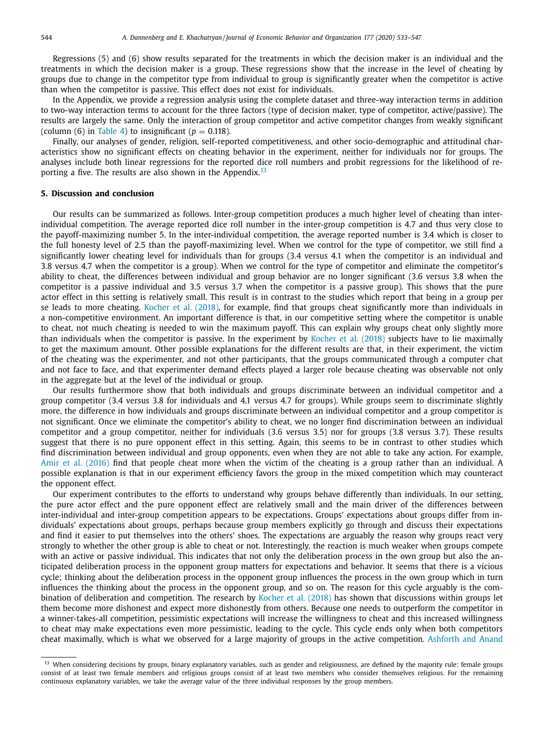Regressions (5) and (6) show results separated for the treatments in which the decision maker is an individual and the treatments in which the decision maker is a group. These regressions show that the increase in the level of cheating by groups due to change in the competitor type from individual to group is significantly greater when the competitor is active than when the competitor is passive. This effect does not exist for individuals.

In the Appendix, we provide a regression analysis using the complete dataset and three-way interaction terms in addition to two-way interaction terms to account for the three factors (type of decision maker, type of competitor, active/passive). The results are largely the same. Only the interaction of group competitor and active competitor changes from weakly significant (column (6) in Table 4) to insignificant ($p = 0.118$).

Finally, our analyses of gender, religion, self-reported competitiveness, and other socio-demographic and attitudinal characteristics show no significant effects on cheating behavior in the experiment, neither for individuals nor for groups. The analyses include both linear regressions for the reported dice roll numbers and probit regressions for the likelihood of reporting a five. The results are also shown in the Appendix.[13]

## 5. Discussion and conclusion

Our results can be summarized as follows. Inter-group competition produces a much higher level of cheating than inter-individual competition. The average reported dice roll number in the inter-group competition is 4.7 and thus very close to the payoff-maximizing number 5. In the inter-individual competition, the average reported number is 3.4 which is closer to the full honesty level of 2.5 than the payoff-maximizing level. When we control for the type of competitor, we still find a significantly lower cheating level for individuals than for groups (3.4 versus 4.1 when the competitor is an individual and 3.8 versus 4.7 when the competitor is a group). When we control for the type of competitor and eliminate the competitor's ability to cheat, the differences between individual and group behavior are no longer significant (3.6 versus 3.8 when the competitor is a passive individual and 3.5 versus 3.7 when the competitor is a passive group). This shows that the pure actor effect in this setting is relatively small. This result is in contrast to the studies which report that being in a group per se leads to more cheating. Kocher et al. (2018), for example, find that groups cheat significantly more than individuals in a non-competitive environment. An important difference is that, in our competitive setting where the competitor is unable to cheat, not much cheating is needed to win the maximum payoff. This can explain why groups cheat only slightly more than individuals when the competitor is passive. In the experiment by Kocher et al. (2018) subjects have to lie maximally to get the maximum amount. Other possible explanations for the different results are that, in their experiment, the victim of the cheating was the experimenter, and not other participants, that the groups communicated through a computer chat and not face to face, and that experimenter demand effects played a larger role because cheating was observable not only in the aggregate but at the level of the individual or group.

Our results furthermore show that both individuals and groups discriminate between an individual competitor and a group competitor (3.4 versus 3.8 for individuals and 4.1 versus 4.7 for groups). While groups seem to discriminate slightly more, the difference in how individuals and groups discriminate between an individual competitor and a group competitor is not significant. Once we eliminate the competitor's ability to cheat, we no longer find discrimination between an individual competitor and a group competitor, neither for individuals (3.6 versus 3.5) nor for groups (3.8 versus 3.7). These results suggest that there is no pure opponent effect in this setting. Again, this seems to be in contrast to other studies which find discrimination between individual and group opponents, even when they are not able to take any action. For example, Amir et al. (2016) find that people cheat more when the victim of the cheating is a group rather than an individual. A possible explanation is that in our experiment efficiency favors the group in the mixed competition which may counteract the opponent effect.

Our experiment contributes to the efforts to understand why groups behave differently than individuals. In our setting, the pure actor effect and the pure opponent effect are relatively small and the main driver of the differences between inter-individual and inter-group competition appears to be expectations. Groups' expectations about groups differ from individuals' expectations about groups, perhaps because group members explicitly go through and discuss their expectations and find it easier to put themselves into the others' shoes. The expectations are arguably the reason why groups react very strongly to whether the other group is able to cheat or not. Interestingly, the reaction is much weaker when groups compete with an active or passive individual. This indicates that not only the deliberation process in the own group but also the anticipated deliberation process in the opponent group matters for expectations and behavior. It seems that there is a vicious cycle; thinking about the deliberation process in the opponent group influences the process in the own group which in turn influences the thinking about the process in the opponent group, and so on. The reason for this cycle arguably is the combination of deliberation and competition. The research by Kocher et al. (2018) has shown that discussions within groups let them become more dishonest and expect more dishonestly from others. Because one needs to outperform the competitor in a winner-takes-all competition, pessimistic expectations will increase the willingness to cheat and this increased willingness to cheat may make expectations even more pessimistic, leading to the cycle. This cycle ends only when both competitors cheat maximally, which is what we observed for a large majority of groups in the active competition. Ashforth and Anand

---

[13] When considering decisions by groups, binary explanatory variables, such as gender and religiousness, are defined by the majority rule: female groups consist of at least two female members and religious groups consist of at least two members who consider themselves religious. For the remaining continuous explanatory variables, we take the average value of the three individual responses by the group members.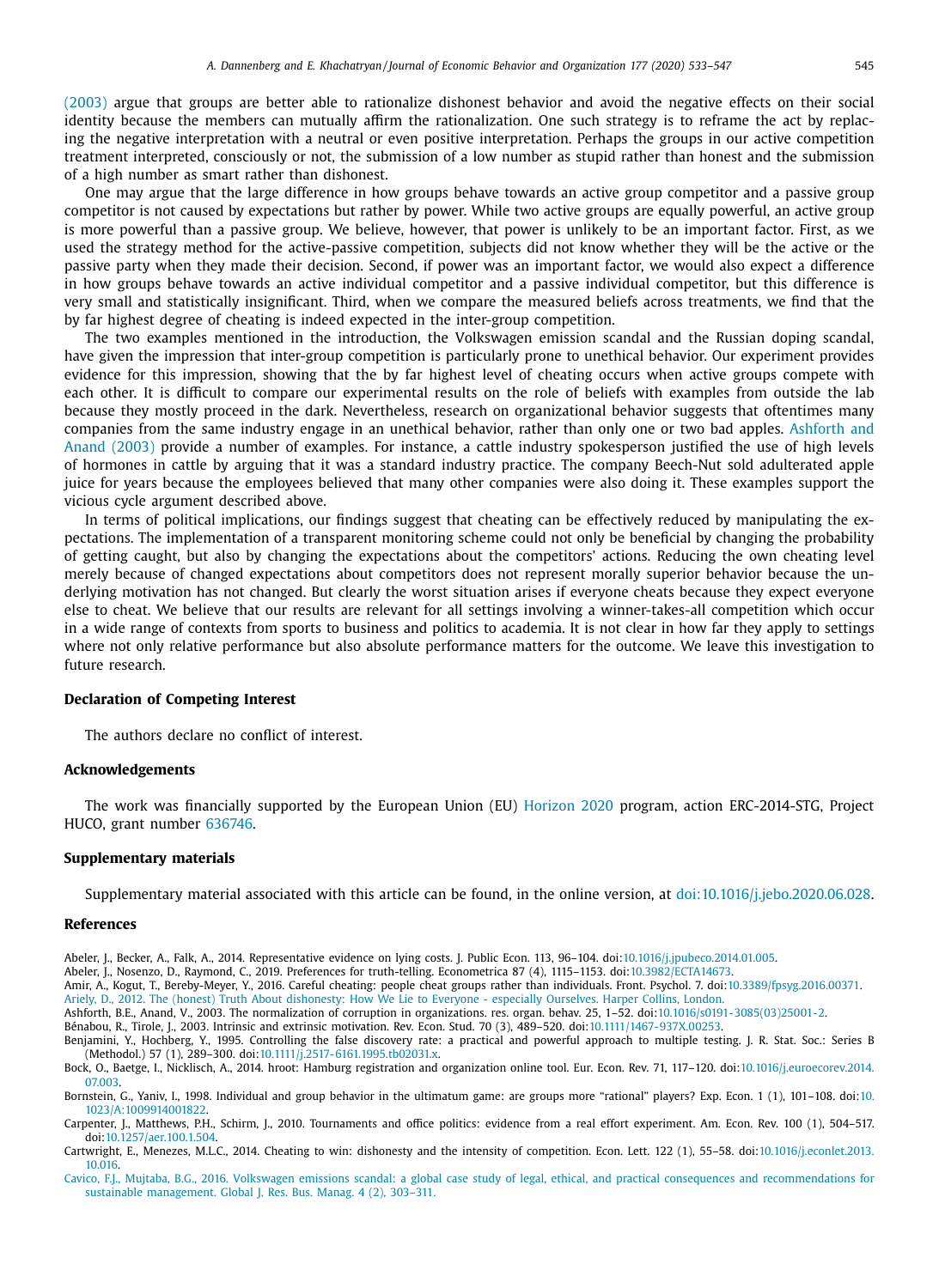(2003) argue that groups are better able to rationalize dishonest behavior and avoid the negative effects on their social identity because the members can mutually affirm the rationalization. One such strategy is to reframe the act by replacing the negative interpretation with a neutral or even positive interpretation. Perhaps the groups in our active competition treatment interpreted, consciously or not, the submission of a low number as stupid rather than honest and the submission of a high number as smart rather than dishonest.

One may argue that the large difference in how groups behave towards an active group competitor and a passive group competitor is not caused by expectations but rather by power. While two active groups are equally powerful, an active group is more powerful than a passive group. We believe, however, that power is unlikely to be an important factor. First, as we used the strategy method for the active-passive competition, subjects did not know whether they will be the active or the passive party when they made their decision. Second, if power was an important factor, we would also expect a difference in how groups behave towards an active individual competitor and a passive individual competitor, but this difference is very small and statistically insignificant. Third, when we compare the measured beliefs across treatments, we find that the by far highest degree of cheating is indeed expected in the inter-group competition.

The two examples mentioned in the introduction, the Volkswagen emission scandal and the Russian doping scandal, have given the impression that inter-group competition is particularly prone to unethical behavior. Our experiment provides evidence for this impression, showing that the by far highest level of cheating occurs when active groups compete with each other. It is difficult to compare our experimental results on the role of beliefs with examples from outside the lab because they mostly proceed in the dark. Nevertheless, research on organizational behavior suggests that oftentimes many companies from the same industry engage in an unethical behavior, rather than only one or two bad apples. Ashforth and Anand (2003) provide a number of examples. For instance, a cattle industry spokesperson justified the use of high levels of hormones in cattle by arguing that it was a standard industry practice. The company Beech-Nut sold adulterated apple juice for years because the employees believed that many other companies were also doing it. These examples support the vicious cycle argument described above.

In terms of political implications, our findings suggest that cheating can be effectively reduced by manipulating the expectations. The implementation of a transparent monitoring scheme could not only be beneficial by changing the probability of getting caught, but also by changing the expectations about the competitors' actions. Reducing the own cheating level merely because of changed expectations about competitors does not represent morally superior behavior because the underlying motivation has not changed. But clearly the worst situation arises if everyone cheats because they expect everyone else to cheat. We believe that our results are relevant for all settings involving a winner-takes-all competition which occur in a wide range of contexts from sports to business and politics to academia. It is not clear in how far they apply to settings where not only relative performance but also absolute performance matters for the outcome. We leave this investigation to future research.

## Declaration of Competing Interest

The authors declare no conflict of interest.

## Acknowledgements

The work was financially supported by the European Union (EU) Horizon 2020 program, action ERC-2014-STG, Project HUCO, grant number 636746.

## Supplementary materials

Supplementary material associated with this article can be found, in the online version, at doi:10.1016/j.jebo.2020.06.028.

## References

Abeler, J., Becker, A., Falk, A., 2014. Representative evidence on lying costs. J. Public Econ. 113, 96–104. doi:10.1016/j.jpubeco.2014.01.005.

Abeler, J., Nosenzo, D., Raymond, C., 2019. Preferences for truth-telling. Econometrica 87 (4), 1115–1153. doi:10.3982/ECTA14673.

Amir, A., Kogut, T., Bereby-Meyer, Y., 2016. Careful cheating: people cheat groups rather than individuals. Front. Psychol. 7. doi:10.3389/fpsyg.2016.00371.

Ariely, D., 2012. The (honest) Truth About dishonesty: How We Lie to Everyone - especially Ourselves. Harper Collins, London.

Ashforth, B.E., Anand, V., 2003. The normalization of corruption in organizations. res. organ. behav. 25, 1–52. doi:10.1016/s0191-3085(03)25001-2.

Bénabou, R., Tirole, J., 2003. Intrinsic and extrinsic motivation. Rev. Econ. Stud. 70 (3), 489–520. doi:10.1111/1467-937X.00253.

Benjamini, Y., Hochberg, Y., 1995. Controlling the false discovery rate: a practical and powerful approach to multiple testing. J. R. Stat. Soc.: Series B (Methodol.) 57 (1), 289–300. doi:10.1111/j.2517-6161.1995.tb02031.x.

Bock, O., Baetge, I., Nicklisch, A., 2014. hroot: Hamburg registration and organization online tool. Eur. Econ. Rev. 71, 117–120. doi:10.1016/j.euroecorev.2014.07.003.

Bornstein, G., Yaniv, I., 1998. Individual and group behavior in the ultimatum game: are groups more "rational" players? Exp. Econ. 1 (1), 101–108. doi:10.1023/A:1009914001822.

Carpenter, J., Matthews, P.H., Schirm, J., 2010. Tournaments and office politics: evidence from a real effort experiment. Am. Econ. Rev. 100 (1), 504–517. doi:10.1257/aer.100.1.504.

Cartwright, E., Menezes, M.L.C., 2014. Cheating to win: dishonesty and the intensity of competition. Econ. Lett. 122 (1), 55–58. doi:10.1016/j.econlet.2013.10.016.

Cavico, F.J., Mujtaba, B.G., 2016. Volkswagen emissions scandal: a global case study of legal, ethical, and practical consequences and recommendations for sustainable management. Global J. Res. Bus. Manag. 4 (2), 303–311.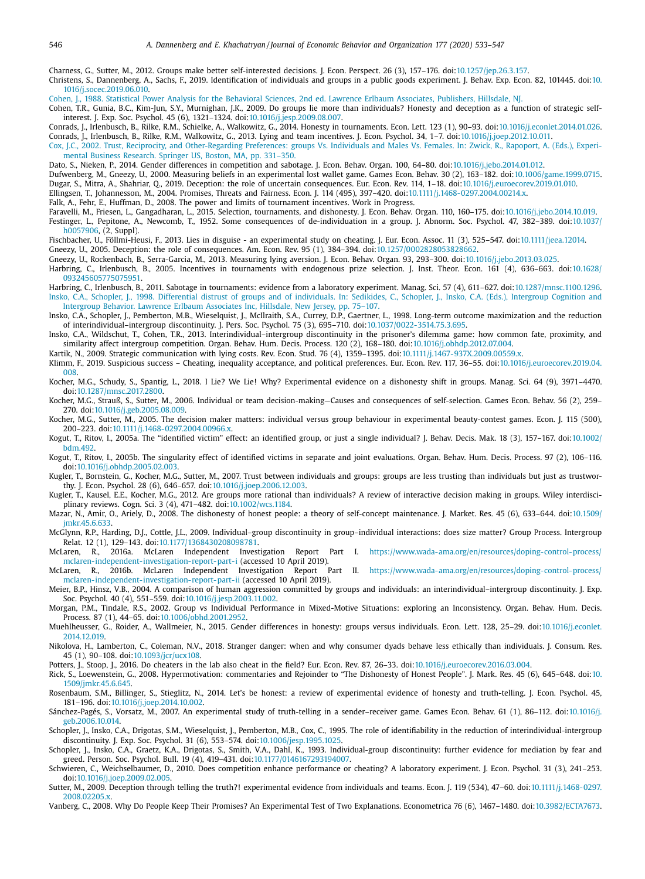Charness, G., Sutter, M., 2012. Groups make better self-interested decisions. J. Econ. Perspect. 26 (3), 157–176. doi:10.1257/jep.26.3.157.

Christens, S., Dannenberg, A., Sachs, F., 2019. Identification of individuals and groups in a public goods experiment. J. Behav. Exp. Econ. 82, 101445. doi:10.1016/j.socec.2019.06.010.

Cohen, J., 1988. Statistical Power Analysis for the Behavioral Sciences, 2nd ed. Lawrence Erlbaum Associates, Publishers, Hillsdale, NJ.

Cohen, T.R., Gunia, B.C., Kim-Jun, S.Y., Murnighan, J.K., 2009. Do groups lie more than individuals? Honesty and deception as a function of strategic self-interest. J. Exp. Soc. Psychol. 45 (6), 1321–1324. doi:10.1016/j.jesp.2009.08.007.

Conrads, J., Irlenbusch, B., Rilke, R.M., Schielke, A., Walkowitz, G., 2014. Honesty in tournaments. Econ. Lett. 123 (1), 90–93. doi:10.1016/j.econlet.2014.01.026.

Conrads, J., Irlenbusch, B., Rilke, R.M., Walkowitz, G., 2013. Lying and team incentives. J. Econ. Psychol. 34, 1–7. doi:10.1016/j.joep.2012.10.011.

Cox, J.C., 2002. Trust, Reciprocity, and Other-Regarding Preferences: groups Vs. Individuals and Males Vs. Females. In: Zwick, R., Rapoport, A. (Eds.), Experimental Business Research. Springer US, Boston, MA, pp. 331–350.

Dato, S., Nieken, P., 2014. Gender differences in competition and sabotage. J. Econ. Behav. Organ. 100, 64–80. doi:10.1016/j.jebo.2014.01.012.

Dufwenberg, M., Gneezy, U., 2000. Measuring beliefs in an experimental lost wallet game. Games Econ. Behav. 30 (2), 163–182. doi:10.1006/game.1999.0715.

Dugar, S., Mitra, A., Shahriar, Q., 2019. Deception: the role of uncertain consequences. Eur. Econ. Rev. 114, 1–18. doi:10.1016/j.euroecorev.2019.01.010.

Ellingsen, T., Johannesson, M., 2004. Promises, Threats and Fairness. Econ. J. 114 (495), 397–420. doi:10.1111/j.1468-0297.2004.00214.x.

Falk, A., Fehr, E., Huffman, D., 2008. The power and limits of tournament incentives. Work in Progress.

Faravelli, M., Friesen, L., Gangadharan, L., 2015. Selection, tournaments, and dishonesty. J. Econ. Behav. Organ. 110, 160–175. doi:10.1016/j.jebo.2014.10.019.

Festinger, L., Pepitone, A., Newcomb, T., 1952. Some consequences of de-individuation in a group. J. Abnorm. Soc. Psychol. 47, 382–389. doi:10.1037/h0057906, (2, Suppl).

Fischbacher, U., Föllmi-Heusi, F., 2013. Lies in disguise - an experimental study on cheating. J. Eur. Econ. Assoc. 11 (3), 525–547. doi:10.1111/jeea.12014.

Gneezy, U., 2005. Deception: the role of consequences. Am. Econ. Rev. 95 (1), 384–394. doi:10.1257/0002828053828662.

Gneezy, U., Rockenbach, B., Serra-Garcia, M., 2013. Measuring lying aversion. J. Econ. Behav. Organ. 93, 293–300. doi:10.1016/j.jebo.2013.03.025.

Harbring, C., Irlenbusch, B., 2005. Incentives in tournaments with endogenous prize selection. J. Inst. Theor. Econ. 161 (4), 636–663. doi:10.1628/093245605775075951.

Harbring, C., Irlenbusch, B., 2011. Sabotage in tournaments: evidence from a laboratory experiment. Manag. Sci. 57 (4), 611–627. doi:10.1287/mnsc.1100.1296.

Insko, C.A., Schopler, J., 1998. Differential distrust of groups and of individuals. In: Sedikides, C., Schopler, J., Insko, C.A. (Eds.), Intergroup Cognition and Intergroup Behavior. Lawrence Erlbaum Associates Inc, Hillsdale, New Jersey, pp. 75–107.

Insko, C.A., Schopler, J., Pemberton, M.B., Wieselquist, J., McIlraith, S.A., Currey, D.P., Gaertner, L., 1998. Long-term outcome maximization and the reduction of interindividual–intergroup discontinuity. J. Pers. Soc. Psychol. 75 (3), 695–710. doi:10.1037/0022-3514.75.3.695.

Insko, C.A., Wildschut, T., Cohen, T.R., 2013. Interindividual–intergroup discontinuity in the prisoner's dilemma game: how common fate, proximity, and similarity affect intergroup competition. Organ. Behav. Hum. Decis. Process. 120 (2), 168–180. doi:10.1016/j.obhdp.2012.07.004.

Kartik, N., 2009. Strategic communication with lying costs. Rev. Econ. Stud. 76 (4), 1359–1395. doi:10.1111/j.1467-937X.2009.00559.x.

Klimm, F., 2019. Suspicious success – Cheating, inequality acceptance, and political preferences. Eur. Econ. Rev. 117, 36–55. doi:10.1016/j.euroecorev.2019.04.008.

Kocher, M.G., Schudy, S., Spantig, L., 2018. I Lie? We Lie! Why? Experimental evidence on a dishonesty shift in groups. Manag. Sci. 64 (9), 3971–4470. doi:10.1287/mnsc.2017.2800.

Kocher, M.G., Strauß, S., Sutter, M., 2006. Individual or team decision-making—Causes and consequences of self-selection. Games Econ. Behav. 56 (2), 259–270. doi:10.1016/j.geb.2005.08.009.

Kocher, M.G., Sutter, M., 2005. The decision maker matters: individual versus group behaviour in experimental beauty-contest games. Econ. J. 115 (500), 200–223. doi:10.1111/j.1468-0297.2004.00966.x.

Kogut, T., Ritov, I., 2005a. The "identified victim" effect: an identified group, or just a single individual? J. Behav. Decis. Mak. 18 (3), 157–167. doi:10.1002/bdm.492.

Kogut, T., Ritov, I., 2005b. The singularity effect of identified victims in separate and joint evaluations. Organ. Behav. Hum. Decis. Process. 97 (2), 106–116. doi:10.1016/j.obhdp.2005.02.003.

Kugler, T., Bornstein, G., Kocher, M.G., Sutter, M., 2007. Trust between individuals and groups: groups are less trusting than individuals but just as trustworthy. J. Econ. Psychol. 28 (6), 646–657. doi:10.1016/j.joep.2006.12.003.

Kugler, T., Kausel, E.E., Kocher, M.G., 2012. Are groups more rational than individuals? A review of interactive decision making in groups. Wiley interdisciplinary reviews. Cogn. Sci. 3 (4), 471–482. doi:10.1002/wcs.1184.

Mazar, N., Amir, O., Ariely, D., 2008. The dishonesty of honest people: a theory of self-concept maintenance. J. Market. Res. 45 (6), 633–644. doi:10.1509/jmkr.45.6.633.

McGlynn, R.P., Harding, D.J., Cottle, J.L., 2009. Individual–group discontinuity in group–individual interactions: does size matter? Group Process. Intergroup Relat. 12 (1), 129–143. doi:10.1177/1368430208098781.

McLaren, R., 2016a. McLaren Independent Investigation Report Part I. https://www.wada-ama.org/en/resources/doping-control-process/mclaren-independent-investigation-report-part-i (accessed 10 April 2019).

McLaren, R., 2016b. McLaren Independent Investigation Report Part II. https://www.wada-ama.org/en/resources/doping-control-process/mclaren-independent-investigation-report-part-ii (accessed 10 April 2019).

Meier, B.P., Hinsz, V.B., 2004. A comparison of human aggression committed by groups and individuals: an interindividual–intergroup discontinuity. J. Exp. Soc. Psychol. 40 (4), 551–559. doi:10.1016/j.jesp.2003.11.002.

Morgan, P.M., Tindale, R.S., 2002. Group vs Individual Performance in Mixed-Motive Situations: exploring an Inconsistency. Organ. Behav. Hum. Decis. Process. 87 (1), 44–65. doi:10.1006/obhd.2001.2952.

Muehlheusser, G., Roider, A., Wallmeier, N., 2015. Gender differences in honesty: groups versus individuals. Econ. Lett. 128, 25–29. doi:10.1016/j.econlet.2014.12.019.

Nikolova, H., Lamberton, C., Coleman, N.V., 2018. Stranger danger: when and why consumer dyads behave less ethically than individuals. J. Consum. Res. 45 (1), 90–108. doi:10.1093/jcr/ucx108.

Potters, J., Stoop, J., 2016. Do cheaters in the lab also cheat in the field? Eur. Econ. Rev. 87, 26–33. doi:10.1016/j.euroecorev.2016.03.004.

Rick, S., Loewenstein, G., 2008. Hypermotivation: commentaries and Rejoinder to "The Dishonesty of Honest People". J. Mark. Res. 45 (6), 645–648. doi:10.1509/jmkr.45.6.645.

Rosenbaum, S.M., Billinger, S., Stieglitz, N., 2014. Let's be honest: a review of experimental evidence of honesty and truth-telling. J. Econ. Psychol. 45, 181–196. doi:10.1016/j.joep.2014.10.002.

Sánchez-Pagés, S., Vorsatz, M., 2007. An experimental study of truth-telling in a sender–receiver game. Games Econ. Behav. 61 (1), 86–112. doi:10.1016/j.geb.2006.10.014.

Schopler, J., Insko, C.A., Drigotas, S.M., Wieselquist, J., Pemberton, M.B., Cox, C., 1995. The role of identifiability in the reduction of interindividual-intergroup discontinuity. J. Exp. Soc. Psychol. 31 (6), 553–574. doi:10.1006/jesp.1995.1025.

Schopler, J., Insko, C.A., Graetz, K.A., Drigotas, S., Smith, V.A., Dahl, K., 1993. Individual-group discontinuity: further evidence for mediation by fear and greed. Person. Soc. Psychol. Bull. 19 (4), 419–431. doi:10.1177/0146167293194007.

Schwieren, C., Weichselbaumer, D., 2010. Does competition enhance performance or cheating? A laboratory experiment. J. Econ. Psychol. 31 (3), 241–253. doi:10.1016/j.joep.2009.02.005.

Sutter, M., 2009. Deception through telling the truth?! experimental evidence from individuals and teams. Econ. J. 119 (534), 47–60. doi:10.1111/j.1468-0297.2008.02205.x.

Vanberg, C., 2008. Why Do People Keep Their Promises? An Experimental Test of Two Explanations. Econometrica 76 (6), 1467–1480. doi:10.3982/ECTA7673.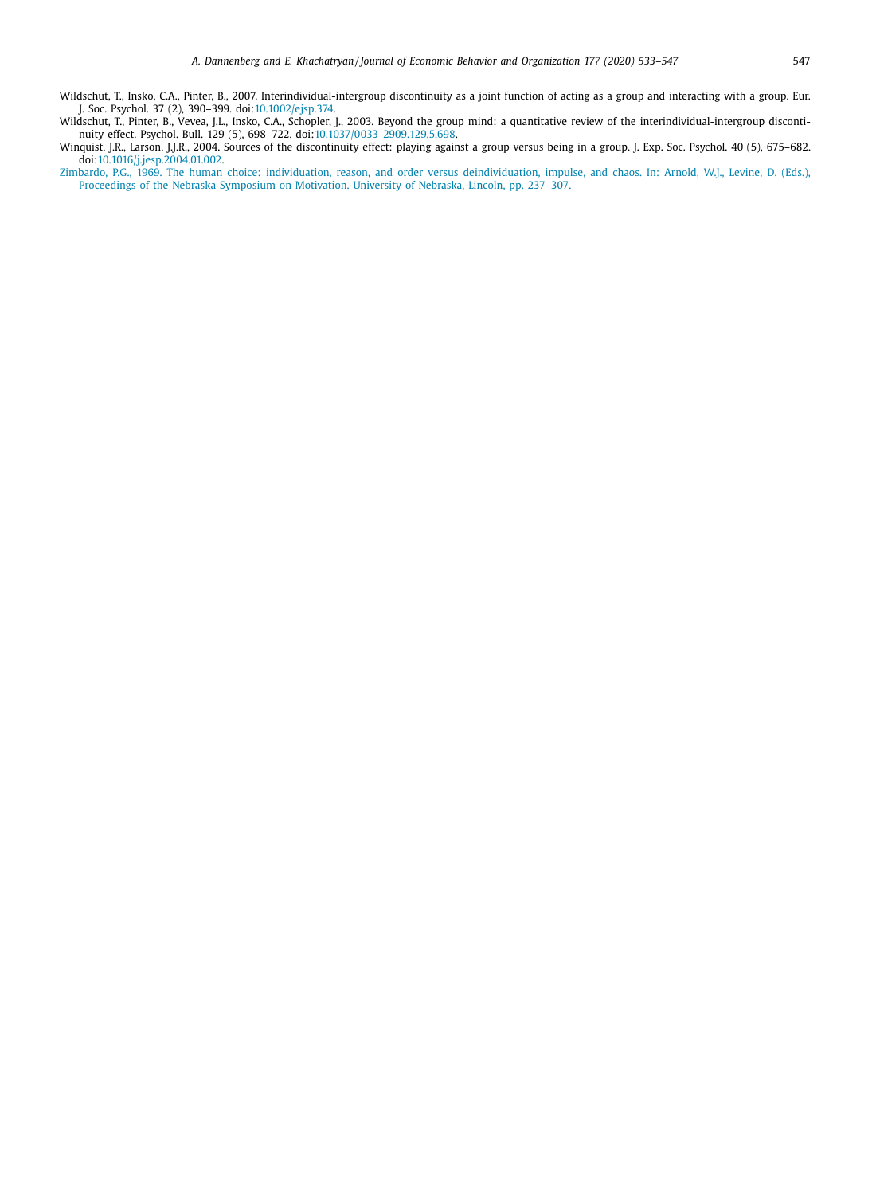Wildschut, T., Insko, C.A., Pinter, B., 2007. Interindividual-intergroup discontinuity as a joint function of acting as a group and interacting with a group. Eur. J. Soc. Psychol. 37 (2), 390–399. doi:10.1002/ejsp.374.

Wildschut, T., Pinter, B., Vevea, J.L., Insko, C.A., Schopler, J., 2003. Beyond the group mind: a quantitative review of the interindividual-intergroup discontinuity effect. Psychol. Bull. 129 (5), 698–722. doi:10.1037/0033-2909.129.5.698.

Winquist, J.R., Larson, J.J.R., 2004. Sources of the discontinuity effect: playing against a group versus being in a group. J. Exp. Soc. Psychol. 40 (5), 675–682. doi:10.1016/j.jesp.2004.01.002.

Zimbardo, P.G., 1969. The human choice: individuation, reason, and order versus deindividuation, impulse, and chaos. In: Arnold, W.J., Levine, D. (Eds.), Proceedings of the Nebraska Symposium on Motivation. University of Nebraska, Lincoln, pp. 237–307.